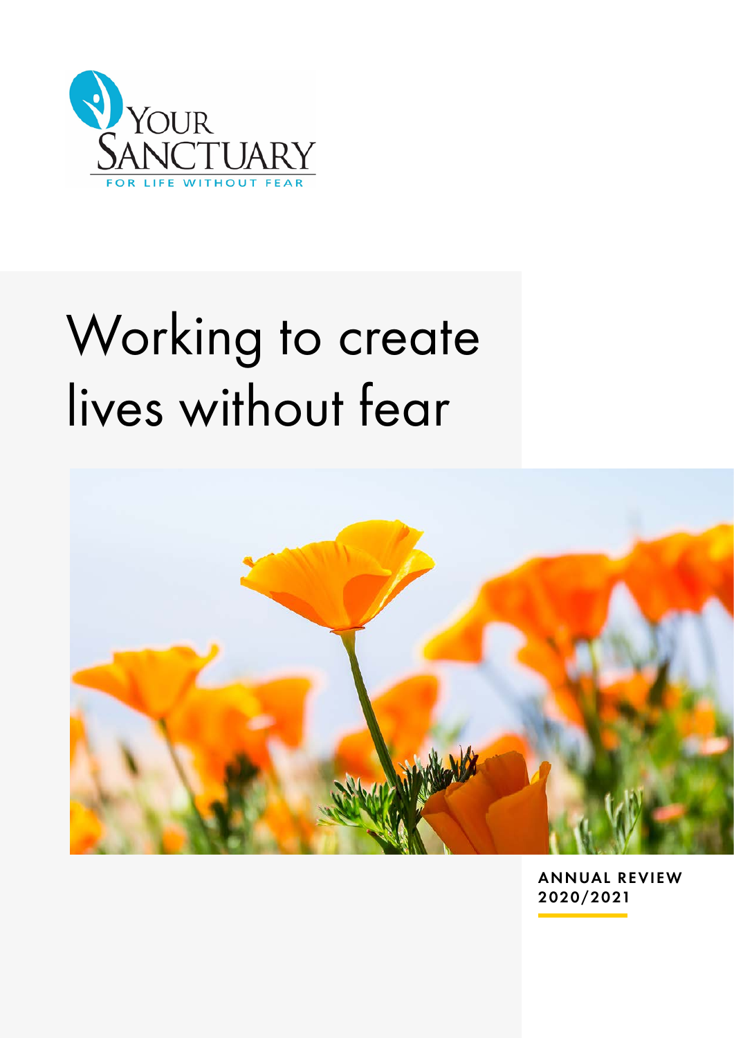YOUR SANCTUARY

FOR LIFE WITHOUT FEAR

# Working to create lives without fear

ANNUAL REVIEW 2020/2021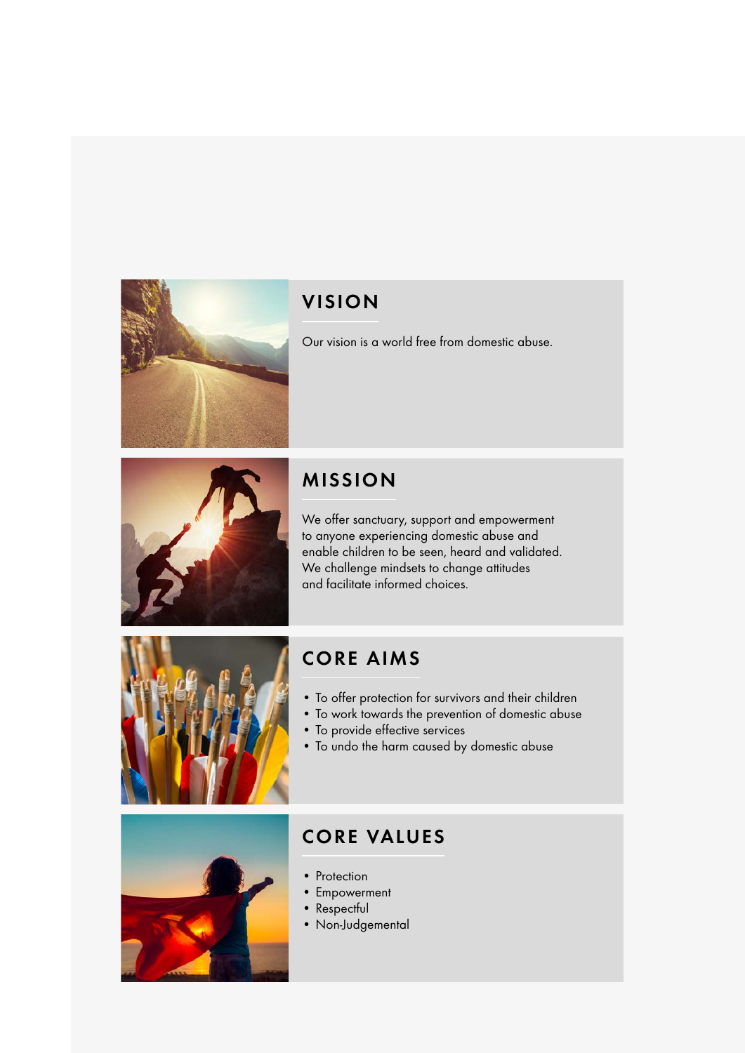## VISION

Our vision is a world free from domestic abuse.

## MISSION

We offer sanctuary, support and empowerment to anyone experiencing domestic abuse and enable children to be seen, heard and validated. We challenge mindsets to change attitudes and facilitate informed choices.

## CORE AIMS

- To offer protection for survivors and their children
- To work towards the prevention of domestic abuse
- To provide effective services
- To undo the harm caused by domestic abuse

## CORE VALUES

- Protection
- Empowerment
- Respectful
- Non-Judgemental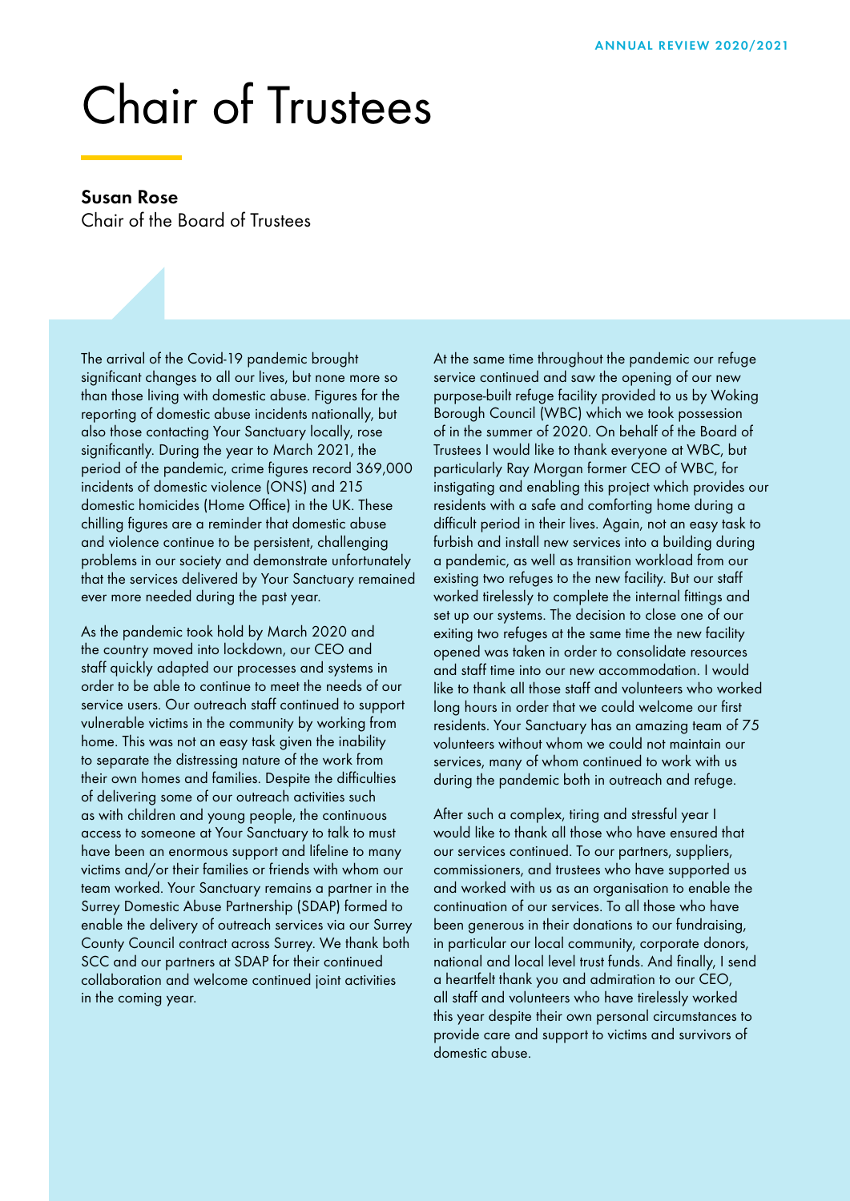# Chair of Trustees

**Susan Rose**
Chair of the Board of Trustees

The arrival of the Covid-19 pandemic brought significant changes to all our lives, but none more so than those living with domestic abuse. Figures for the reporting of domestic abuse incidents nationally, but also those contacting Your Sanctuary locally, rose significantly. During the year to March 2021, the period of the pandemic, crime figures record 369,000 incidents of domestic violence (ONS) and 215 domestic homicides (Home Office) in the UK. These chilling figures are a reminder that domestic abuse and violence continue to be persistent, challenging problems in our society and demonstrate unfortunately that the services delivered by Your Sanctuary remained ever more needed during the past year.

As the pandemic took hold by March 2020 and the country moved into lockdown, our CEO and staff quickly adapted our processes and systems in order to be able to continue to meet the needs of our service users. Our outreach staff continued to support vulnerable victims in the community by working from home. This was not an easy task given the inability to separate the distressing nature of the work from their own homes and families. Despite the difficulties of delivering some of our outreach activities such as with children and young people, the continuous access to someone at Your Sanctuary to talk to must have been an enormous support and lifeline to many victims and/or their families or friends with whom our team worked. Your Sanctuary remains a partner in the Surrey Domestic Abuse Partnership (SDAP) formed to enable the delivery of outreach services via our Surrey County Council contract across Surrey. We thank both SCC and our partners at SDAP for their continued collaboration and welcome continued joint activities in the coming year.

At the same time throughout the pandemic our refuge service continued and saw the opening of our new purpose-built refuge facility provided to us by Woking Borough Council (WBC) which we took possession of in the summer of 2020. On behalf of the Board of Trustees I would like to thank everyone at WBC, but particularly Ray Morgan former CEO of WBC, for instigating and enabling this project which provides our residents with a safe and comforting home during a difficult period in their lives. Again, not an easy task to furbish and install new services into a building during a pandemic, as well as transition workload from our existing two refuges to the new facility. But our staff worked tirelessly to complete the internal fittings and set up our systems. The decision to close one of our exiting two refuges at the same time the new facility opened was taken in order to consolidate resources and staff time into our new accommodation. I would like to thank all those staff and volunteers who worked long hours in order that we could welcome our first residents. Your Sanctuary has an amazing team of 75 volunteers without whom we could not maintain our services, many of whom continued to work with us during the pandemic both in outreach and refuge.

After such a complex, tiring and stressful year I would like to thank all those who have ensured that our services continued. To our partners, suppliers, commissioners, and trustees who have supported us and worked with us as an organisation to enable the continuation of our services. To all those who have been generous in their donations to our fundraising, in particular our local community, corporate donors, national and local level trust funds. And finally, I send a heartfelt thank you and admiration to our CEO, all staff and volunteers who have tirelessly worked this year despite their own personal circumstances to provide care and support to victims and survivors of domestic abuse.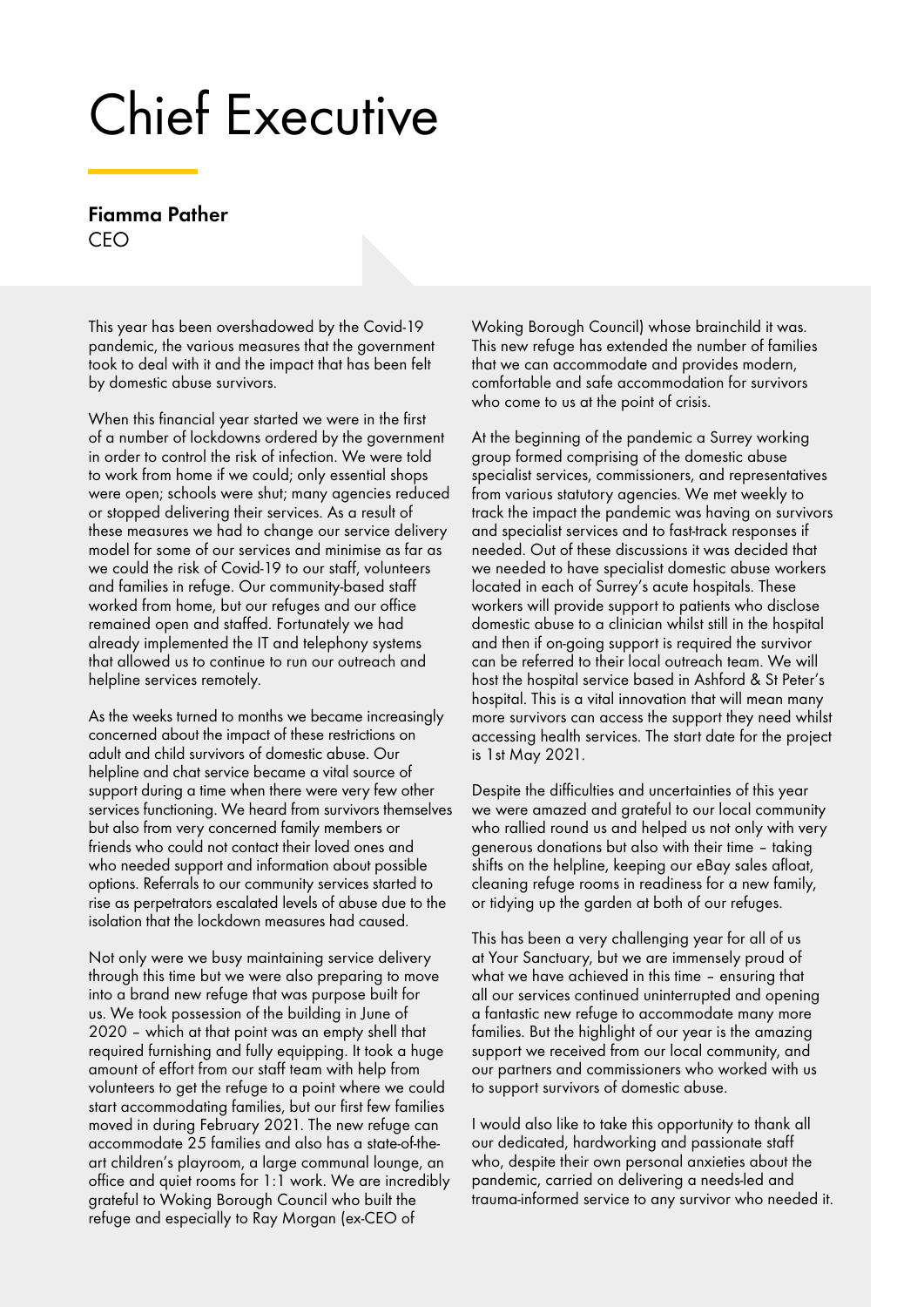# Chief Executive

**Fiamma Pather**
CEO

This year has been overshadowed by the Covid-19 pandemic, the various measures that the government took to deal with it and the impact that has been felt by domestic abuse survivors.

When this financial year started we were in the first of a number of lockdowns ordered by the government in order to control the risk of infection. We were told to work from home if we could; only essential shops were open; schools were shut; many agencies reduced or stopped delivering their services. As a result of these measures we had to change our service delivery model for some of our services and minimise as far as we could the risk of Covid-19 to our staff, volunteers and families in refuge. Our community-based staff worked from home, but our refuges and our office remained open and staffed. Fortunately we had already implemented the IT and telephony systems that allowed us to continue to run our outreach and helpline services remotely.

As the weeks turned to months we became increasingly concerned about the impact of these restrictions on adult and child survivors of domestic abuse. Our helpline and chat service became a vital source of support during a time when there were very few other services functioning. We heard from survivors themselves but also from very concerned family members or friends who could not contact their loved ones and who needed support and information about possible options. Referrals to our community services started to rise as perpetrators escalated levels of abuse due to the isolation that the lockdown measures had caused.

Not only were we busy maintaining service delivery through this time but we were also preparing to move into a brand new refuge that was purpose built for us. We took possession of the building in June of 2020 – which at that point was an empty shell that required furnishing and fully equipping. It took a huge amount of effort from our staff team with help from volunteers to get the refuge to a point where we could start accommodating families, but our first few families moved in during February 2021. The new refuge can accommodate 25 families and also has a state-of-the-art children's playroom, a large communal lounge, an office and quiet rooms for 1:1 work. We are incredibly grateful to Woking Borough Council who built the refuge and especially to Ray Morgan (ex-CEO of Woking Borough Council) whose brainchild it was. This new refuge has extended the number of families that we can accommodate and provides modern, comfortable and safe accommodation for survivors who come to us at the point of crisis.

At the beginning of the pandemic a Surrey working group formed comprising of the domestic abuse specialist services, commissioners, and representatives from various statutory agencies. We met weekly to track the impact the pandemic was having on survivors and specialist services and to fast-track responses if needed. Out of these discussions it was decided that we needed to have specialist domestic abuse workers located in each of Surrey's acute hospitals. These workers will provide support to patients who disclose domestic abuse to a clinician whilst still in the hospital and then if on-going support is required the survivor can be referred to their local outreach team. We will host the hospital service based in Ashford & St Peter's hospital. This is a vital innovation that will mean many more survivors can access the support they need whilst accessing health services. The start date for the project is 1st May 2021.

Despite the difficulties and uncertainties of this year we were amazed and grateful to our local community who rallied round us and helped us not only with very generous donations but also with their time – taking shifts on the helpline, keeping our eBay sales afloat, cleaning refuge rooms in readiness for a new family, or tidying up the garden at both of our refuges.

This has been a very challenging year for all of us at Your Sanctuary, but we are immensely proud of what we have achieved in this time – ensuring that all our services continued uninterrupted and opening a fantastic new refuge to accommodate many more families. But the highlight of our year is the amazing support we received from our local community, and our partners and commissioners who worked with us to support survivors of domestic abuse.

I would also like to take this opportunity to thank all our dedicated, hardworking and passionate staff who, despite their own personal anxieties about the pandemic, carried on delivering a needs-led and trauma-informed service to any survivor who needed it.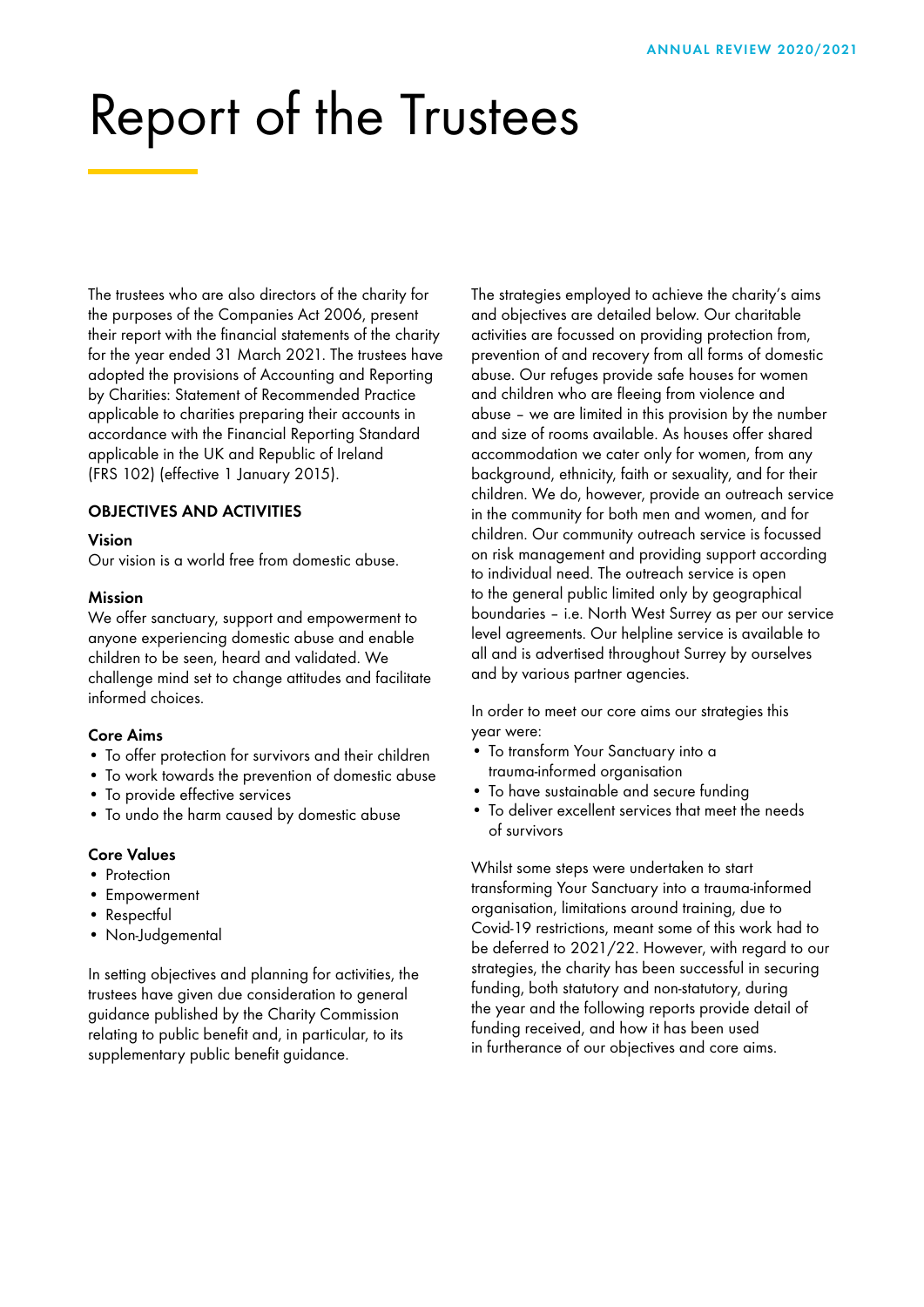# Report of the Trustees

The trustees who are also directors of the charity for the purposes of the Companies Act 2006, present their report with the financial statements of the charity for the year ended 31 March 2021. The trustees have adopted the provisions of Accounting and Reporting by Charities: Statement of Recommended Practice applicable to charities preparing their accounts in accordance with the Financial Reporting Standard applicable in the UK and Republic of Ireland (FRS 102) (effective 1 January 2015).

## OBJECTIVES AND ACTIVITIES

### Vision

Our vision is a world free from domestic abuse.

### Mission

We offer sanctuary, support and empowerment to anyone experiencing domestic abuse and enable children to be seen, heard and validated. We challenge mind set to change attitudes and facilitate informed choices.

### Core Aims

- To offer protection for survivors and their children
- To work towards the prevention of domestic abuse
- To provide effective services
- To undo the harm caused by domestic abuse

### Core Values

- Protection
- Empowerment
- Respectful
- Non-Judgemental

In setting objectives and planning for activities, the trustees have given due consideration to general guidance published by the Charity Commission relating to public benefit and, in particular, to its supplementary public benefit guidance.

The strategies employed to achieve the charity's aims and objectives are detailed below. Our charitable activities are focussed on providing protection from, prevention of and recovery from all forms of domestic abuse. Our refuges provide safe houses for women and children who are fleeing from violence and abuse – we are limited in this provision by the number and size of rooms available. As houses offer shared accommodation we cater only for women, from any background, ethnicity, faith or sexuality, and for their children. We do, however, provide an outreach service in the community for both men and women, and for children. Our community outreach service is focussed on risk management and providing support according to individual need. The outreach service is open to the general public limited only by geographical boundaries – i.e. North West Surrey as per our service level agreements. Our helpline service is available to all and is advertised throughout Surrey by ourselves and by various partner agencies.

In order to meet our core aims our strategies this year were:

- To transform Your Sanctuary into a trauma-informed organisation
- To have sustainable and secure funding
- To deliver excellent services that meet the needs of survivors

Whilst some steps were undertaken to start transforming Your Sanctuary into a trauma-informed organisation, limitations around training, due to Covid-19 restrictions, meant some of this work had to be deferred to 2021/22. However, with regard to our strategies, the charity has been successful in securing funding, both statutory and non-statutory, during the year and the following reports provide detail of funding received, and how it has been used in furtherance of our objectives and core aims.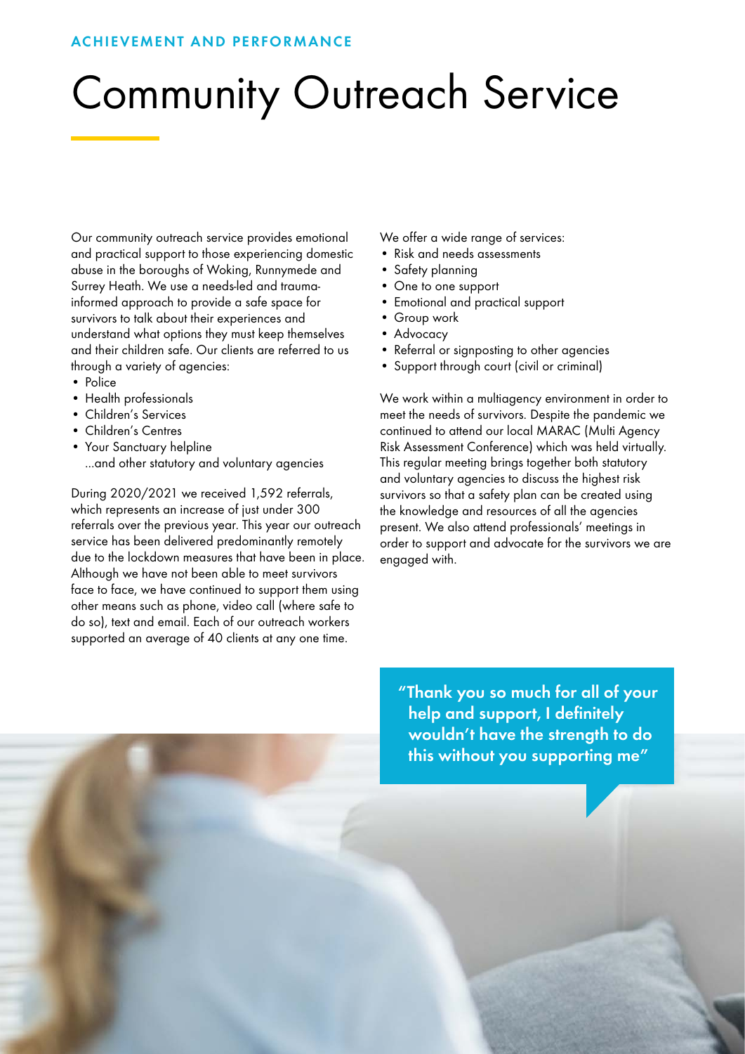ACHIEVEMENT AND PERFORMANCE

# Community Outreach Service

Our community outreach service provides emotional and practical support to those experiencing domestic abuse in the boroughs of Woking, Runnymede and Surrey Heath. We use a needs-led and trauma-informed approach to provide a safe space for survivors to talk about their experiences and understand what options they must keep themselves and their children safe. Our clients are referred to us through a variety of agencies:

- Police
- Health professionals
- Children's Services
- Children's Centres
- Your Sanctuary helpline

...and other statutory and voluntary agencies

During 2020/2021 we received 1,592 referrals, which represents an increase of just under 300 referrals over the previous year. This year our outreach service has been delivered predominantly remotely due to the lockdown measures that have been in place. Although we have not been able to meet survivors face to face, we have continued to support them using other means such as phone, video call (where safe to do so), text and email. Each of our outreach workers supported an average of 40 clients at any one time.

We offer a wide range of services:

- Risk and needs assessments
- Safety planning
- One to one support
- Emotional and practical support
- Group work
- Advocacy
- Referral or signposting to other agencies
- Support through court (civil or criminal)

We work within a multiagency environment in order to meet the needs of survivors. Despite the pandemic we continued to attend our local MARAC (Multi Agency Risk Assessment Conference) which was held virtually. This regular meeting brings together both statutory and voluntary agencies to discuss the highest risk survivors so that a safety plan can be created using the knowledge and resources of all the agencies present. We also attend professionals' meetings in order to support and advocate for the survivors we are engaged with.

**"Thank you so much for all of your help and support, I definitely wouldn't have the strength to do this without you supporting me"**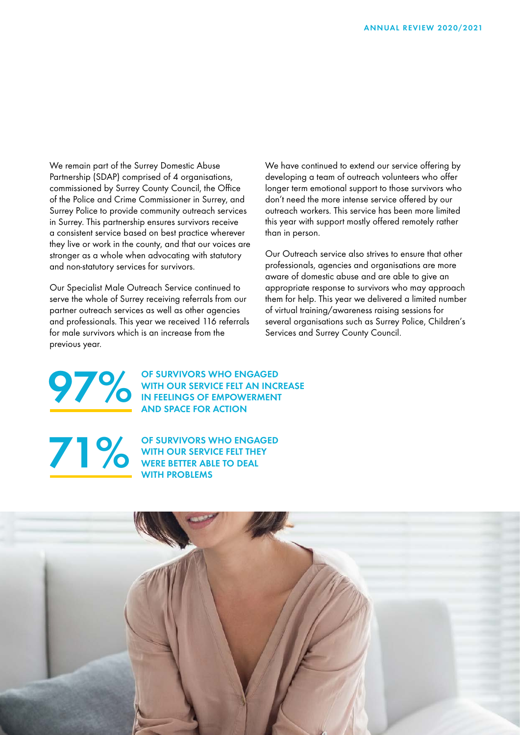We remain part of the Surrey Domestic Abuse Partnership (SDAP) comprised of 4 organisations, commissioned by Surrey County Council, the Office of the Police and Crime Commissioner in Surrey, and Surrey Police to provide community outreach services in Surrey. This partnership ensures survivors receive a consistent service based on best practice wherever they live or work in the county, and that our voices are stronger as a whole when advocating with statutory and non-statutory services for survivors.

Our Specialist Male Outreach Service continued to serve the whole of Surrey receiving referrals from our partner outreach services as well as other agencies and professionals. This year we received 116 referrals for male survivors which is an increase from the previous year.

We have continued to extend our service offering by developing a team of outreach volunteers who offer longer term emotional support to those survivors who don't need the more intense service offered by our outreach workers. This service has been more limited this year with support mostly offered remotely rather than in person.

Our Outreach service also strives to ensure that other professionals, agencies and organisations are more aware of domestic abuse and are able to give an appropriate response to survivors who may approach them for help. This year we delivered a limited number of virtual training/awareness raising sessions for several organisations such as Surrey Police, Children's Services and Surrey County Council.

**97%** OF SURVIVORS WHO ENGAGED WITH OUR SERVICE FELT AN INCREASE IN FEELINGS OF EMPOWERMENT AND SPACE FOR ACTION

**71%** OF SURVIVORS WHO ENGAGED WITH OUR SERVICE FELT THEY WERE BETTER ABLE TO DEAL WITH PROBLEMS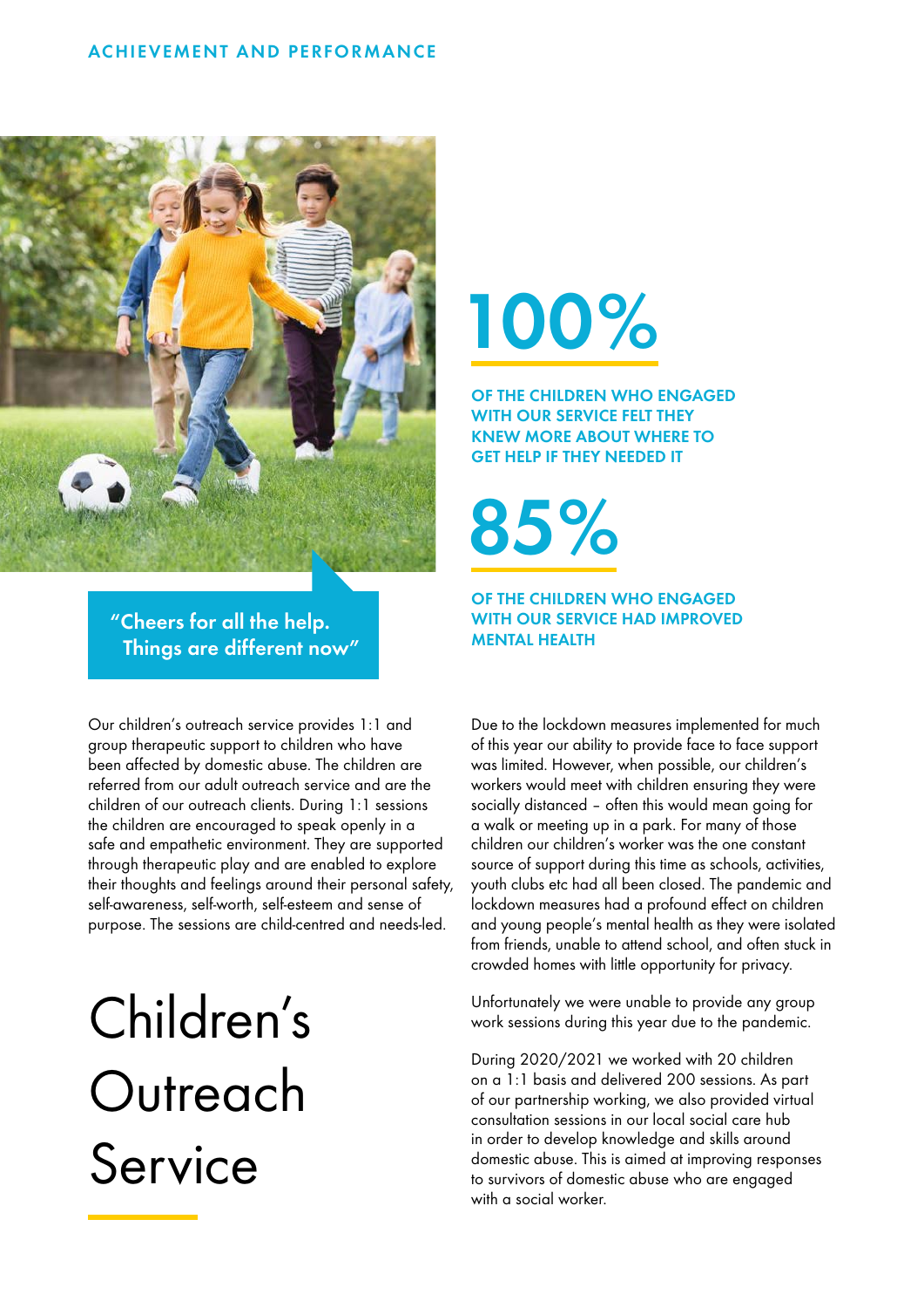ACHIEVEMENT AND PERFORMANCE

"Cheers for all the help. Things are different now"

# Children's Outreach Service

Our children's outreach service provides 1:1 and group therapeutic support to children who have been affected by domestic abuse. The children are referred from our adult outreach service and are the children of our outreach clients. During 1:1 sessions the children are encouraged to speak openly in a safe and empathetic environment. They are supported through therapeutic play and are enabled to explore their thoughts and feelings around their personal safety, self-awareness, self-worth, self-esteem and sense of purpose. The sessions are child-centred and needs-led.

**100%**

OF THE CHILDREN WHO ENGAGED WITH OUR SERVICE FELT THEY KNEW MORE ABOUT WHERE TO GET HELP IF THEY NEEDED IT

**85%**

OF THE CHILDREN WHO ENGAGED WITH OUR SERVICE HAD IMPROVED MENTAL HEALTH

Due to the lockdown measures implemented for much of this year our ability to provide face to face support was limited. However, when possible, our children's workers would meet with children ensuring they were socially distanced – often this would mean going for a walk or meeting up in a park. For many of those children our children's worker was the one constant source of support during this time as schools, activities, youth clubs etc had all been closed. The pandemic and lockdown measures had a profound effect on children and young people's mental health as they were isolated from friends, unable to attend school, and often stuck in crowded homes with little opportunity for privacy.

Unfortunately we were unable to provide any group work sessions during this year due to the pandemic.

During 2020/2021 we worked with 20 children on a 1:1 basis and delivered 200 sessions. As part of our partnership working, we also provided virtual consultation sessions in our local social care hub in order to develop knowledge and skills around domestic abuse. This is aimed at improving responses to survivors of domestic abuse who are engaged with a social worker.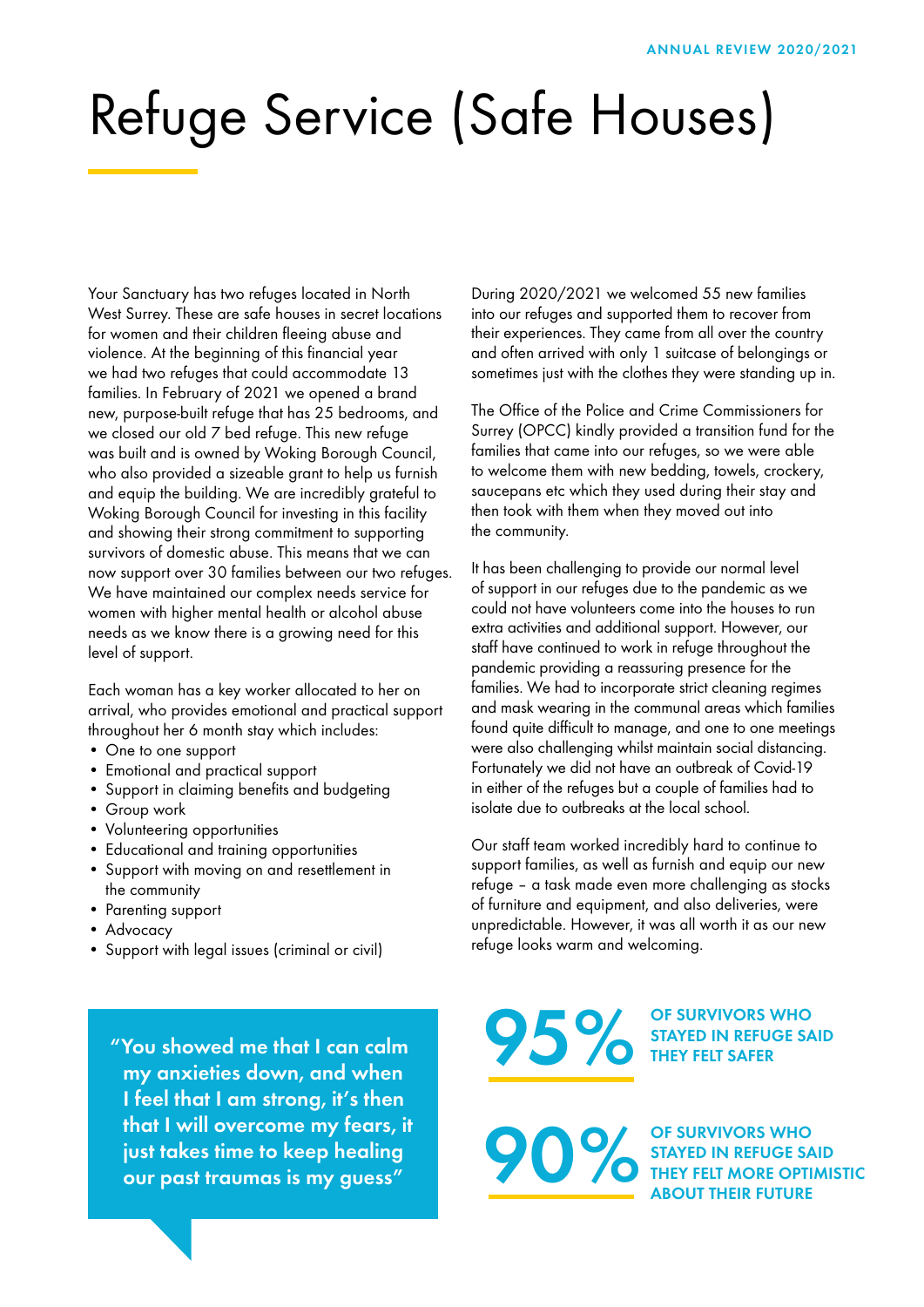# Refuge Service (Safe Houses)

Your Sanctuary has two refuges located in North West Surrey. These are safe houses in secret locations for women and their children fleeing abuse and violence. At the beginning of this financial year we had two refuges that could accommodate 13 families. In February of 2021 we opened a brand new, purpose-built refuge that has 25 bedrooms, and we closed our old 7 bed refuge. This new refuge was built and is owned by Woking Borough Council, who also provided a sizeable grant to help us furnish and equip the building. We are incredibly grateful to Woking Borough Council for investing in this facility and showing their strong commitment to supporting survivors of domestic abuse. This means that we can now support over 30 families between our two refuges. We have maintained our complex needs service for women with higher mental health or alcohol abuse needs as we know there is a growing need for this level of support.

Each woman has a key worker allocated to her on arrival, who provides emotional and practical support throughout her 6 month stay which includes:

- One to one support
- Emotional and practical support
- Support in claiming benefits and budgeting
- Group work
- Volunteering opportunities
- Educational and training opportunities
- Support with moving on and resettlement in the community
- Parenting support
- Advocacy
- Support with legal issues (criminal or civil)

During 2020/2021 we welcomed 55 new families into our refuges and supported them to recover from their experiences. They came from all over the country and often arrived with only 1 suitcase of belongings or sometimes just with the clothes they were standing up in.

The Office of the Police and Crime Commissioners for Surrey (OPCC) kindly provided a transition fund for the families that came into our refuges, so we were able to welcome them with new bedding, towels, crockery, saucepans etc which they used during their stay and then took with them when they moved out into the community.

It has been challenging to provide our normal level of support in our refuges due to the pandemic as we could not have volunteers come into the houses to run extra activities and additional support. However, our staff have continued to work in refuge throughout the pandemic providing a reassuring presence for the families. We had to incorporate strict cleaning regimes and mask wearing in the communal areas which families found quite difficult to manage, and one to one meetings were also challenging whilst maintain social distancing. Fortunately we did not have an outbreak of Covid-19 in either of the refuges but a couple of families had to isolate due to outbreaks at the local school.

Our staff team worked incredibly hard to continue to support families, as well as furnish and equip our new refuge – a task made even more challenging as stocks of furniture and equipment, and also deliveries, were unpredictable. However, it was all worth it as our new refuge looks warm and welcoming.

> **"You showed me that I can calm my anxieties down, and when I feel that I am strong, it's then that I will overcome my fears, it just takes time to keep healing our past traumas is my guess"**

**95%** OF SURVIVORS WHO STAYED IN REFUGE SAID THEY FELT SAFER

**90%** OF SURVIVORS WHO STAYED IN REFUGE SAID THEY FELT MORE OPTIMISTIC ABOUT THEIR FUTURE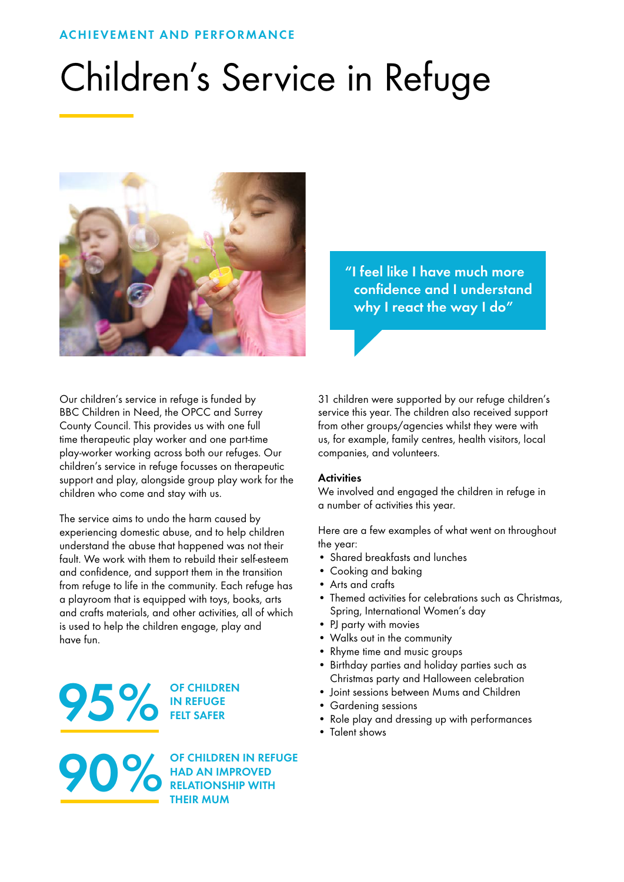ACHIEVEMENT AND PERFORMANCE

# Children's Service in Refuge

"I feel like I have much more confidence and I understand why I react the way I do"

Our children's service in refuge is funded by BBC Children in Need, the OPCC and Surrey County Council. This provides us with one full time therapeutic play worker and one part-time play-worker working across both our refuges. Our children's service in refuge focusses on therapeutic support and play, alongside group play work for the children who come and stay with us.

The service aims to undo the harm caused by experiencing domestic abuse, and to help children understand the abuse that happened was not their fault. We work with them to rebuild their self-esteem and confidence, and support them in the transition from refuge to life in the community. Each refuge has a playroom that is equipped with toys, books, arts and crafts materials, and other activities, all of which is used to help the children engage, play and have fun.

**95%** OF CHILDREN IN REFUGE FELT SAFER

**90%** OF CHILDREN IN REFUGE HAD AN IMPROVED RELATIONSHIP WITH THEIR MUM

31 children were supported by our refuge children's service this year. The children also received support from other groups/agencies whilst they were with us, for example, family centres, health visitors, local companies, and volunteers.

### Activities

We involved and engaged the children in refuge in a number of activities this year.

Here are a few examples of what went on throughout the year:

- Shared breakfasts and lunches
- Cooking and baking
- Arts and crafts
- Themed activities for celebrations such as Christmas, Spring, International Women's day
- PJ party with movies
- Walks out in the community
- Rhyme time and music groups
- Birthday parties and holiday parties such as Christmas party and Halloween celebration
- Joint sessions between Mums and Children
- Gardening sessions
- Role play and dressing up with performances
- Talent shows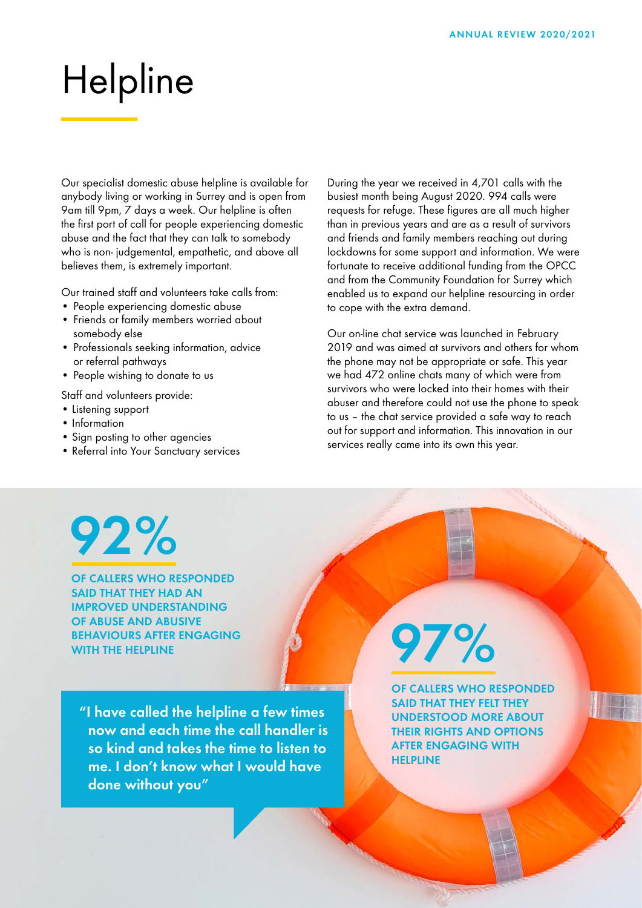# Helpline

Our specialist domestic abuse helpline is available for anybody living or working in Surrey and is open from 9am till 9pm, 7 days a week. Our helpline is often the first port of call for people experiencing domestic abuse and the fact that they can talk to somebody who is non- judgemental, empathetic, and above all believes them, is extremely important.

Our trained staff and volunteers take calls from:

- People experiencing domestic abuse
- Friends or family members worried about somebody else
- Professionals seeking information, advice or referral pathways
- People wishing to donate to us

Staff and volunteers provide:

- Listening support
- Information
- Sign posting to other agencies
- Referral into Your Sanctuary services

During the year we received in 4,701 calls with the busiest month being August 2020. 994 calls were requests for refuge. These figures are all much higher than in previous years and are as a result of survivors and friends and family members reaching out during lockdowns for some support and information. We were fortunate to receive additional funding from the OPCC and from the Community Foundation for Surrey which enabled us to expand our helpline resourcing in order to cope with the extra demand.

Our on-line chat service was launched in February 2019 and was aimed at survivors and others for whom the phone may not be appropriate or safe. This year we had 472 online chats many of which were from survivors who were locked into their homes with their abuser and therefore could not use the phone to speak to us – the chat service provided a safe way to reach out for support and information. This innovation in our services really came into its own this year.

**92%**

**OF CALLERS WHO RESPONDED SAID THAT THEY HAD AN IMPROVED UNDERSTANDING OF ABUSE AND ABUSIVE BEHAVIOURS AFTER ENGAGING WITH THE HELPLINE**

**"I have called the helpline a few times now and each time the call handler is so kind and takes the time to listen to me. I don't know what I would have done without you"**

**97%**

**OF CALLERS WHO RESPONDED SAID THAT THEY FELT THEY UNDERSTOOD MORE ABOUT THEIR RIGHTS AND OPTIONS AFTER ENGAGING WITH HELPLINE**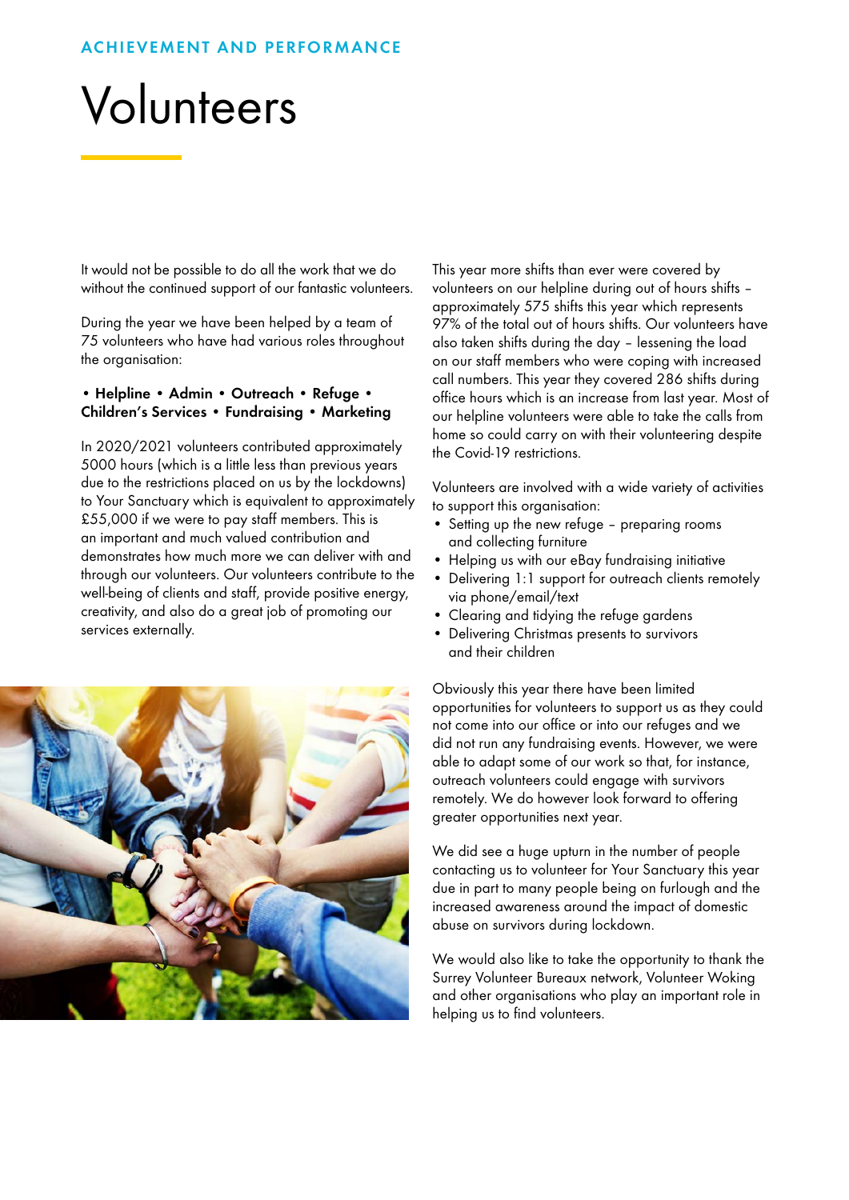ACHIEVEMENT AND PERFORMANCE

# Volunteers

It would not be possible to do all the work that we do without the continued support of our fantastic volunteers.

During the year we have been helped by a team of 75 volunteers who have had various roles throughout the organisation:

**• Helpline • Admin • Outreach • Refuge • Children's Services • Fundraising • Marketing**

In 2020/2021 volunteers contributed approximately 5000 hours (which is a little less than previous years due to the restrictions placed on us by the lockdowns) to Your Sanctuary which is equivalent to approximately £55,000 if we were to pay staff members. This is an important and much valued contribution and demonstrates how much more we can deliver with and through our volunteers. Our volunteers contribute to the well-being of clients and staff, provide positive energy, creativity, and also do a great job of promoting our services externally.

This year more shifts than ever were covered by volunteers on our helpline during out of hours shifts – approximately 575 shifts this year which represents 97% of the total out of hours shifts. Our volunteers have also taken shifts during the day – lessening the load on our staff members who were coping with increased call numbers. This year they covered 286 shifts during office hours which is an increase from last year. Most of our helpline volunteers were able to take the calls from home so could carry on with their volunteering despite the Covid-19 restrictions.

Volunteers are involved with a wide variety of activities to support this organisation:

- Setting up the new refuge – preparing rooms and collecting furniture
- Helping us with our eBay fundraising initiative
- Delivering 1:1 support for outreach clients remotely via phone/email/text
- Clearing and tidying the refuge gardens
- Delivering Christmas presents to survivors and their children

Obviously this year there have been limited opportunities for volunteers to support us as they could not come into our office or into our refuges and we did not run any fundraising events. However, we were able to adapt some of our work so that, for instance, outreach volunteers could engage with survivors remotely. We do however look forward to offering greater opportunities next year.

We did see a huge upturn in the number of people contacting us to volunteer for Your Sanctuary this year due in part to many people being on furlough and the increased awareness around the impact of domestic abuse on survivors during lockdown.

We would also like to take the opportunity to thank the Surrey Volunteer Bureaux network, Volunteer Woking and other organisations who play an important role in helping us to find volunteers.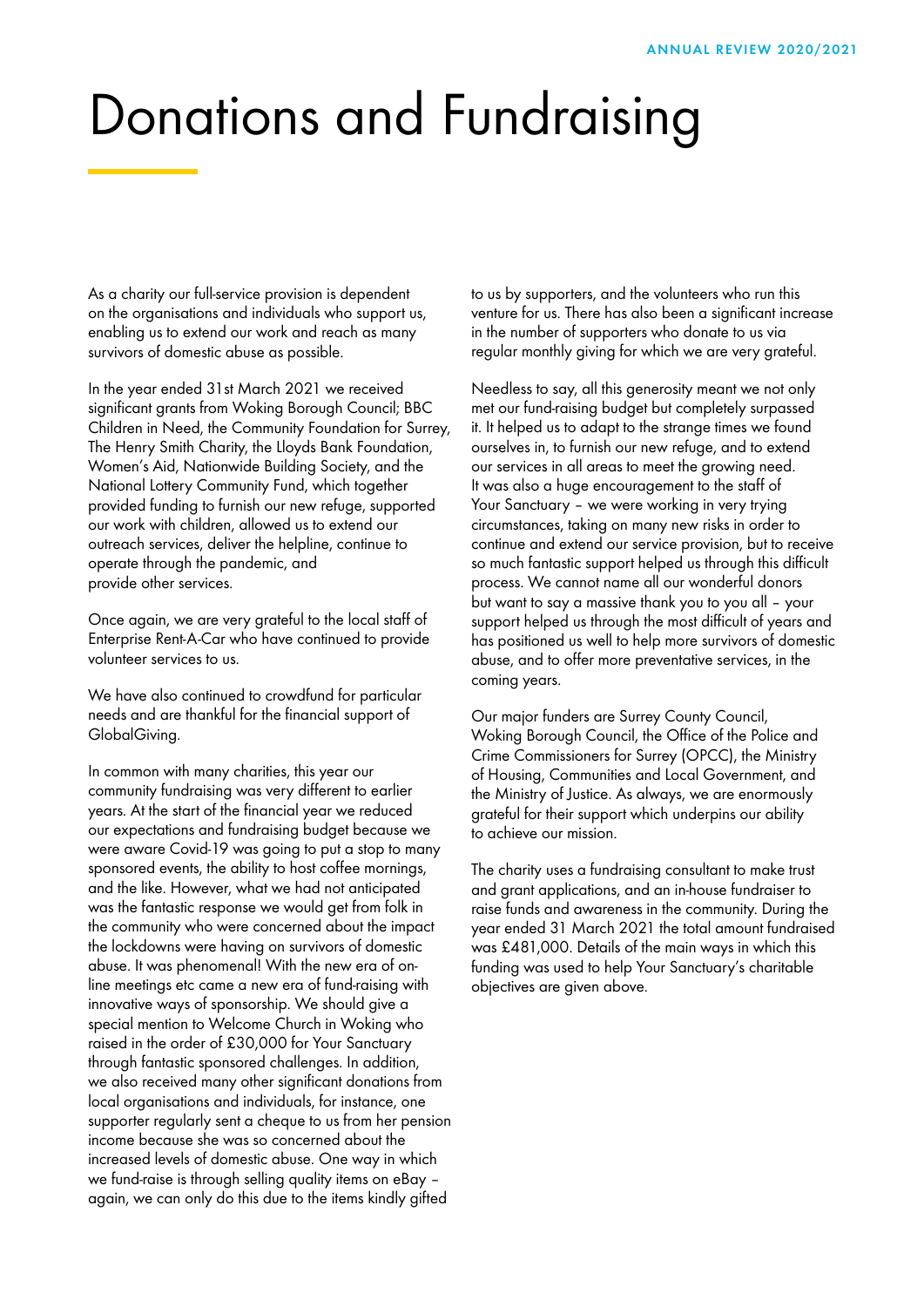# Donations and Fundraising

As a charity our full-service provision is dependent on the organisations and individuals who support us, enabling us to extend our work and reach as many survivors of domestic abuse as possible.

In the year ended 31st March 2021 we received significant grants from Woking Borough Council; BBC Children in Need, the Community Foundation for Surrey, The Henry Smith Charity, the Lloyds Bank Foundation, Women's Aid, Nationwide Building Society, and the National Lottery Community Fund, which together provided funding to furnish our new refuge, supported our work with children, allowed us to extend our outreach services, deliver the helpline, continue to operate through the pandemic, and provide other services.

Once again, we are very grateful to the local staff of Enterprise Rent-A-Car who have continued to provide volunteer services to us.

We have also continued to crowdfund for particular needs and are thankful for the financial support of GlobalGiving.

In common with many charities, this year our community fundraising was very different to earlier years. At the start of the financial year we reduced our expectations and fundraising budget because we were aware Covid-19 was going to put a stop to many sponsored events, the ability to host coffee mornings, and the like. However, what we had not anticipated was the fantastic response we would get from folk in the community who were concerned about the impact the lockdowns were having on survivors of domestic abuse. It was phenomenal! With the new era of on-line meetings etc came a new era of fund-raising with innovative ways of sponsorship. We should give a special mention to Welcome Church in Woking who raised in the order of £30,000 for Your Sanctuary through fantastic sponsored challenges. In addition, we also received many other significant donations from local organisations and individuals, for instance, one supporter regularly sent a cheque to us from her pension income because she was so concerned about the increased levels of domestic abuse. One way in which we fund-raise is through selling quality items on eBay – again, we can only do this due to the items kindly gifted to us by supporters, and the volunteers who run this venture for us. There has also been a significant increase in the number of supporters who donate to us via regular monthly giving for which we are very grateful.

Needless to say, all this generosity meant we not only met our fund-raising budget but completely surpassed it. It helped us to adapt to the strange times we found ourselves in, to furnish our new refuge, and to extend our services in all areas to meet the growing need. It was also a huge encouragement to the staff of Your Sanctuary – we were working in very trying circumstances, taking on many new risks in order to continue and extend our service provision, but to receive so much fantastic support helped us through this difficult process. We cannot name all our wonderful donors but want to say a massive thank you to you all – your support helped us through the most difficult of years and has positioned us well to help more survivors of domestic abuse, and to offer more preventative services, in the coming years.

Our major funders are Surrey County Council, Woking Borough Council, the Office of the Police and Crime Commissioners for Surrey (OPCC), the Ministry of Housing, Communities and Local Government, and the Ministry of Justice. As always, we are enormously grateful for their support which underpins our ability to achieve our mission.

The charity uses a fundraising consultant to make trust and grant applications, and an in-house fundraiser to raise funds and awareness in the community. During the year ended 31 March 2021 the total amount fundraised was £481,000. Details of the main ways in which this funding was used to help Your Sanctuary's charitable objectives are given above.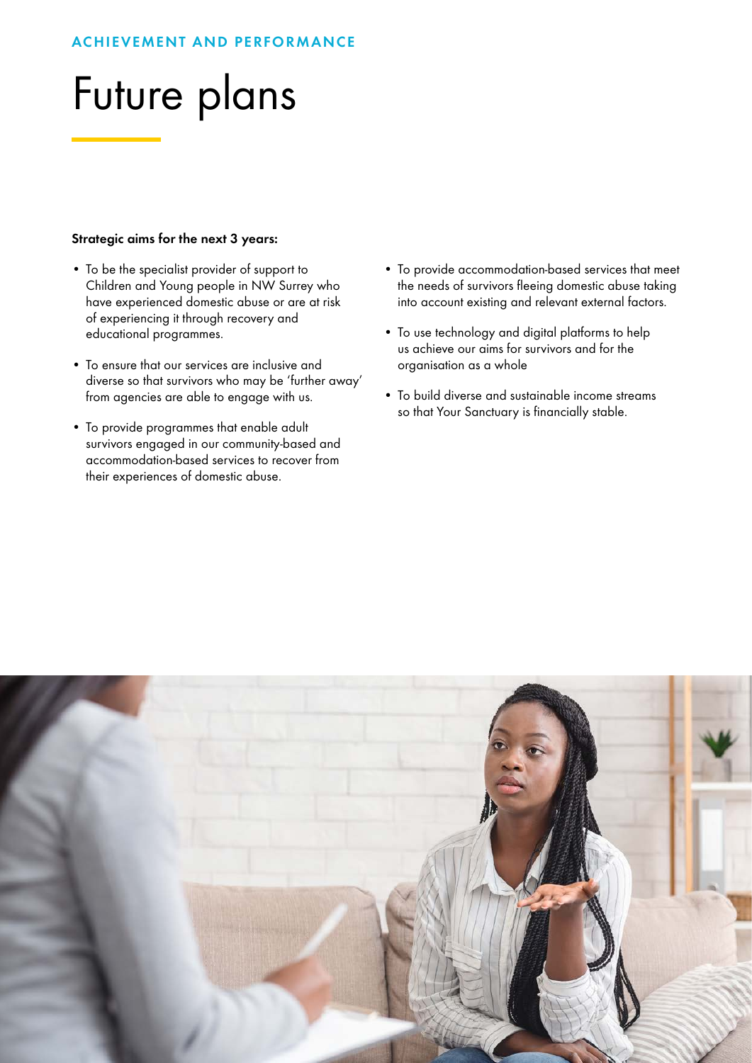ACHIEVEMENT AND PERFORMANCE

# Future plans

**Strategic aims for the next 3 years:**

- To be the specialist provider of support to Children and Young people in NW Surrey who have experienced domestic abuse or are at risk of experiencing it through recovery and educational programmes.
- To ensure that our services are inclusive and diverse so that survivors who may be 'further away' from agencies are able to engage with us.
- To provide programmes that enable adult survivors engaged in our community-based and accommodation-based services to recover from their experiences of domestic abuse.
- To provide accommodation-based services that meet the needs of survivors fleeing domestic abuse taking into account existing and relevant external factors.
- To use technology and digital platforms to help us achieve our aims for survivors and for the organisation as a whole
- To build diverse and sustainable income streams so that Your Sanctuary is financially stable.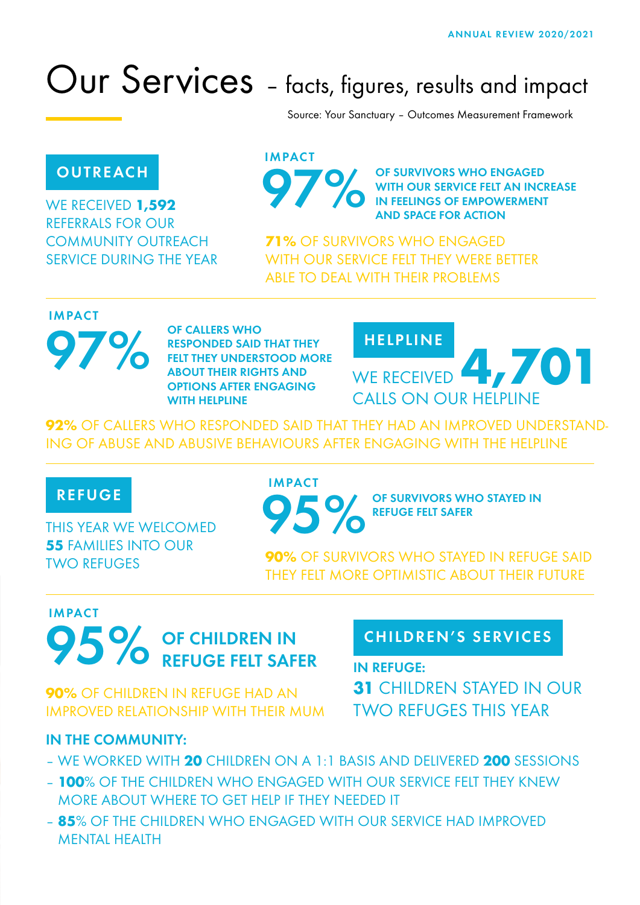# Our Services – facts, figures, results and impact

Source: Your Sanctuary – Outcomes Measurement Framework

## OUTREACH

WE RECEIVED **1,592** REFERRALS FOR OUR COMMUNITY OUTREACH SERVICE DURING THE YEAR

### IMPACT

**97%** OF SURVIVORS WHO ENGAGED WITH OUR SERVICE FELT AN INCREASE IN FEELINGS OF EMPOWERMENT AND SPACE FOR ACTION

**71%** OF SURVIVORS WHO ENGAGED WITH OUR SERVICE FELT THEY WERE BETTER ABLE TO DEAL WITH THEIR PROBLEMS

## HELPLINE

WE RECEIVED **4,701** CALLS ON OUR HELPLINE

### IMPACT

**97%** OF CALLERS WHO RESPONDED SAID THAT THEY FELT THEY UNDERSTOOD MORE ABOUT THEIR RIGHTS AND OPTIONS AFTER ENGAGING WITH HELPLINE

**92%** OF CALLERS WHO RESPONDED SAID THAT THEY HAD AN IMPROVED UNDERSTANDING OF ABUSE AND ABUSIVE BEHAVIOURS AFTER ENGAGING WITH THE HELPLINE

## REFUGE

THIS YEAR WE WELCOMED **55** FAMILIES INTO OUR TWO REFUGES

### IMPACT

**95%** OF SURVIVORS WHO STAYED IN REFUGE FELT SAFER

**90%** OF SURVIVORS WHO STAYED IN REFUGE SAID THEY FELT MORE OPTIMISTIC ABOUT THEIR FUTURE

## CHILDREN'S SERVICES

**IN REFUGE:**

**31** CHILDREN STAYED IN OUR TWO REFUGES THIS YEAR

### IMPACT

**95%** OF CHILDREN IN REFUGE FELT SAFER

**90%** OF CHILDREN IN REFUGE HAD AN IMPROVED RELATIONSHIP WITH THEIR MUM

**IN THE COMMUNITY:**

- WE WORKED WITH **20** CHILDREN ON A 1:1 BASIS AND DELIVERED **200** SESSIONS
- **100**% OF THE CHILDREN WHO ENGAGED WITH OUR SERVICE FELT THEY KNEW MORE ABOUT WHERE TO GET HELP IF THEY NEEDED IT
- **85**% OF THE CHILDREN WHO ENGAGED WITH OUR SERVICE HAD IMPROVED MENTAL HEALTH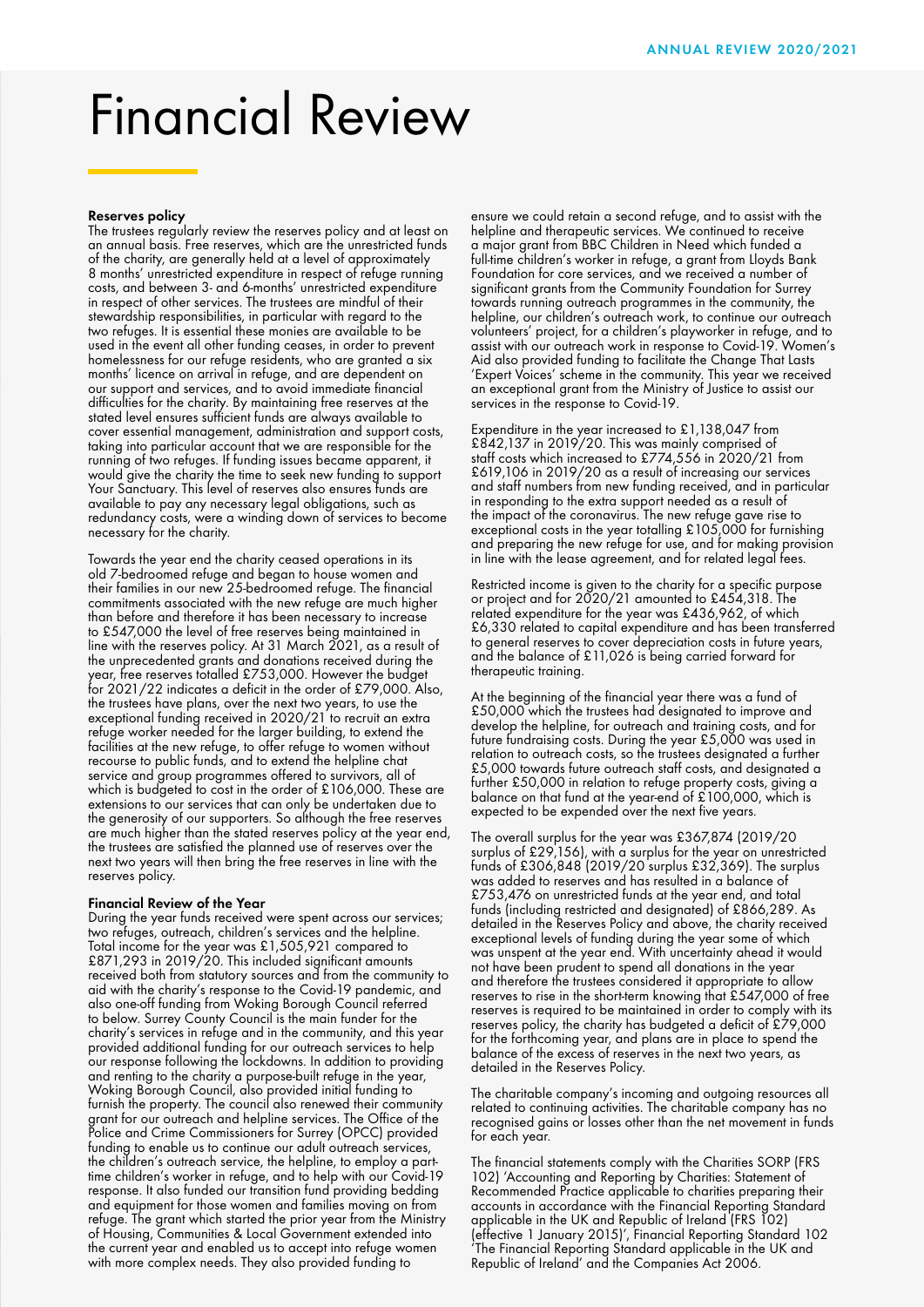# Financial Review

### Reserves policy

The trustees regularly review the reserves policy and at least on an annual basis. Free reserves, which are the unrestricted funds of the charity, are generally held at a level of approximately 8 months' unrestricted expenditure in respect of refuge running costs, and between 3- and 6-months' unrestricted expenditure in respect of other services. The trustees are mindful of their stewardship responsibilities, in particular with regard to the two refuges. It is essential these monies are available to be used in the event all other funding ceases, in order to prevent homelessness for our refuge residents, who are granted a six months' licence on arrival in refuge, and are dependent on our support and services, and to avoid immediate financial difficulties for the charity. By maintaining free reserves at the stated level ensures sufficient funds are always available to cover essential management, administration and support costs, taking into particular account that we are responsible for the running of two refuges. If funding issues became apparent, it would give the charity the time to seek new funding to support Your Sanctuary. This level of reserves also ensures funds are available to pay any necessary legal obligations, such as redundancy costs, were a winding down of services to become necessary for the charity.

Towards the year end the charity ceased operations in its old 7-bedroomed refuge and began to house women and their families in our new 25-bedroomed refuge. The financial commitments associated with the new refuge are much higher than before and therefore it has been necessary to increase to £547,000 the level of free reserves being maintained in line with the reserves policy. At 31 March 2021, as a result of the unprecedented grants and donations received during the year, free reserves totalled £753,000. However the budget for 2021/22 indicates a deficit in the order of £79,000. Also, the trustees have plans, over the next two years, to use the exceptional funding received in 2020/21 to recruit an extra refuge worker needed for the larger building, to extend the facilities at the new refuge, to offer refuge to women without recourse to public funds, and to extend the helpline chat service and group programmes offered to survivors, all of which is budgeted to cost in the order of £106,000. These are extensions to our services that can only be undertaken due to the generosity of our supporters. So although the free reserves are much higher than the stated reserves policy at the year end, the trustees are satisfied the planned use of reserves over the next two years will then bring the free reserves in line with the reserves policy.

### Financial Review of the Year

During the year funds received were spent across our services; two refuges, outreach, children's services and the helpline. Total income for the year was £1,505,921 compared to £871,293 in 2019/20. This included significant amounts received both from statutory sources and from the community to aid with the charity's response to the Covid-19 pandemic, and also one-off funding from Woking Borough Council referred to below. Surrey County Council is the main funder for the charity's services in refuge and in the community, and this year provided additional funding for our outreach services to help our response following the lockdowns. In addition to providing and renting to the charity a purpose-built refuge in the year, Woking Borough Council, also provided initial funding to furnish the property. The council also renewed their community grant for our outreach and helpline services. The Office of the Police and Crime Commissioners for Surrey (OPCC) provided funding to enable us to continue our adult outreach services, the children's outreach service, the helpline, to employ a part-time children's worker in refuge, and to help with our Covid-19 response. It also funded our transition fund providing bedding and equipment for those women and families moving on from refuge. The grant which started the prior year from the Ministry of Housing, Communities & Local Government extended into the current year and enabled us to accept into refuge women with more complex needs. They also provided funding to ensure we could retain a second refuge, and to assist with the helpline and therapeutic services. We continued to receive a major grant from BBC Children in Need which funded a full-time children's worker in refuge, a grant from Lloyds Bank Foundation for core services, and we received a number of significant grants from the Community Foundation for Surrey towards running outreach programmes in the community, the helpline, our children's outreach work, to continue our outreach volunteers' project, for a children's playworker in refuge, and to assist with our outreach work in response to Covid-19. Women's Aid also provided funding to facilitate the Change That Lasts 'Expert Voices' scheme in the community. This year we received an exceptional grant from the Ministry of Justice to assist our services in the response to Covid-19.

Expenditure in the year increased to £1,138,047 from £842,137 in 2019/20. This was mainly comprised of staff costs which increased to £774,556 in 2020/21 from £619,106 in 2019/20 as a result of increasing our services and staff numbers from new funding received, and in particular in responding to the extra support needed as a result of the impact of the coronavirus. The new refuge gave rise to exceptional costs in the year totalling £105,000 for furnishing and preparing the new refuge for use, and for making provision in line with the lease agreement, and for related legal fees.

Restricted income is given to the charity for a specific purpose or project and for 2020/21 amounted to £454,318. The related expenditure for the year was £436,962, of which £6,330 related to capital expenditure and has been transferred to general reserves to cover depreciation costs in future years, and the balance of £11,026 is being carried forward for therapeutic training.

At the beginning of the financial year there was a fund of £50,000 which the trustees had designated to improve and develop the helpline, for outreach and training costs, and for future fundraising costs. During the year £5,000 was used in relation to outreach costs, so the trustees designated a further £5,000 towards future outreach staff costs, and designated a further £50,000 in relation to refuge property costs, giving a balance on that fund at the year-end of £100,000, which is expected to be expended over the next five years.

The overall surplus for the year was £367,874 (2019/20 surplus of £29,156), with a surplus for the year on unrestricted funds of £306,848 (2019/20 surplus £32,369). The surplus was added to reserves and has resulted in a balance of £753,476 on unrestricted funds at the year end, and total funds (including restricted and designated) of £866,289. As detailed in the Reserves Policy and above, the charity received exceptional levels of funding during the year some of which was unspent at the year end. With uncertainty ahead it would not have been prudent to spend all donations in the year and therefore the trustees considered it appropriate to allow reserves to rise in the short-term knowing that £547,000 of free reserves is required to be maintained in order to comply with its reserves policy, the charity has budgeted a deficit of £79,000 for the forthcoming year, and plans are in place to spend the balance of the excess of reserves in the next two years, as detailed in the Reserves Policy.

The charitable company's incoming and outgoing resources all related to continuing activities. The charitable company has no recognised gains or losses other than the net movement in funds for each year.

The financial statements comply with the Charities SORP (FRS 102) 'Accounting and Reporting by Charities: Statement of Recommended Practice applicable to charities preparing their accounts in accordance with the Financial Reporting Standard applicable in the UK and Republic of Ireland (FRS 102) (effective 1 January 2015)', Financial Reporting Standard 102 'The Financial Reporting Standard applicable in the UK and Republic of Ireland' and the Companies Act 2006.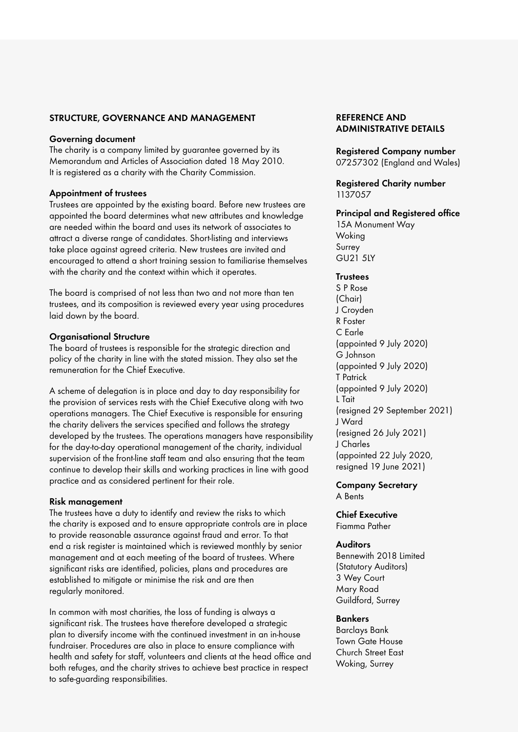## STRUCTURE, GOVERNANCE AND MANAGEMENT

### Governing document

The charity is a company limited by guarantee governed by its Memorandum and Articles of Association dated 18 May 2010. It is registered as a charity with the Charity Commission.

### Appointment of trustees

Trustees are appointed by the existing board. Before new trustees are appointed the board determines what new attributes and knowledge are needed within the board and uses its network of associates to attract a diverse range of candidates. Short-listing and interviews take place against agreed criteria. New trustees are invited and encouraged to attend a short training session to familiarise themselves with the charity and the context within which it operates.

The board is comprised of not less than two and not more than ten trustees, and its composition is reviewed every year using procedures laid down by the board.

### Organisational Structure

The board of trustees is responsible for the strategic direction and policy of the charity in line with the stated mission. They also set the remuneration for the Chief Executive.

A scheme of delegation is in place and day to day responsibility for the provision of services rests with the Chief Executive along with two operations managers. The Chief Executive is responsible for ensuring the charity delivers the services specified and follows the strategy developed by the trustees. The operations managers have responsibility for the day-to-day operational management of the charity, individual supervision of the front-line staff team and also ensuring that the team continue to develop their skills and working practices in line with good practice and as considered pertinent for their role.

### Risk management

The trustees have a duty to identify and review the risks to which the charity is exposed and to ensure appropriate controls are in place to provide reasonable assurance against fraud and error. To that end a risk register is maintained which is reviewed monthly by senior management and at each meeting of the board of trustees. Where significant risks are identified, policies, plans and procedures are established to mitigate or minimise the risk and are then regularly monitored.

In common with most charities, the loss of funding is always a significant risk. The trustees have therefore developed a strategic plan to diversify income with the continued investment in an in-house fundraiser. Procedures are also in place to ensure compliance with health and safety for staff, volunteers and clients at the head office and both refuges, and the charity strives to achieve best practice in respect to safe-guarding responsibilities.

## REFERENCE AND ADMINISTRATIVE DETAILS

**Registered Company number**
07257302 (England and Wales)

**Registered Charity number**
1137057

**Principal and Registered office**
15A Monument Way
Woking
Surrey
GU21 5LY

**Trustees**
S P Rose
(Chair)
J Croyden
R Foster
C Earle
(appointed 9 July 2020)
G Johnson
(appointed 9 July 2020)
T Patrick
(appointed 9 July 2020)
L Tait
(resigned 29 September 2021)
J Ward
(resigned 26 July 2021)
J Charles
(appointed 22 July 2020, resigned 19 June 2021)

**Company Secretary**
A Bents

**Chief Executive**
Fiamma Pather

**Auditors**
Bennewith 2018 Limited
(Statutory Auditors)
3 Wey Court
Mary Road
Guildford, Surrey

**Bankers**
Barclays Bank
Town Gate House
Church Street East
Woking, Surrey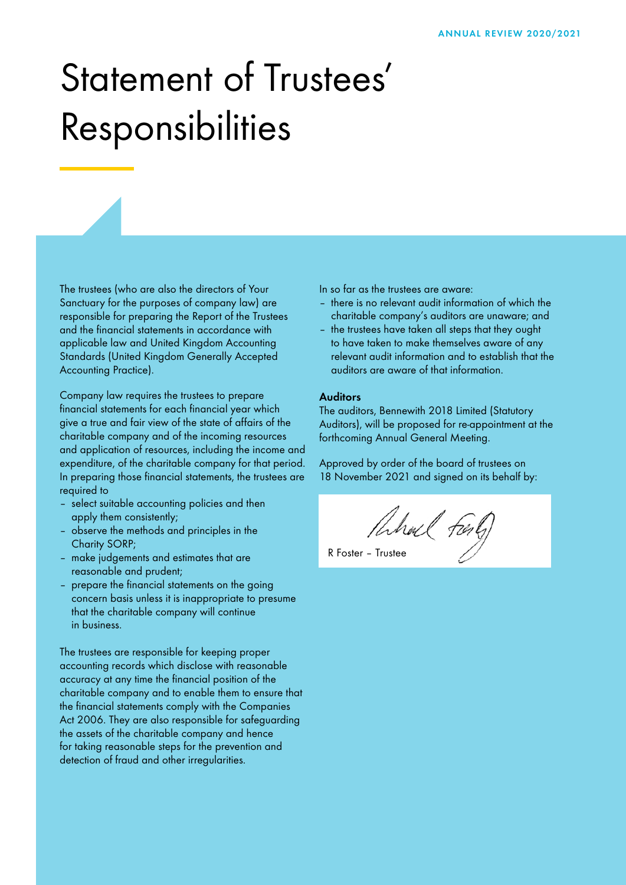# Statement of Trustees' Responsibilities

The trustees (who are also the directors of Your Sanctuary for the purposes of company law) are responsible for preparing the Report of the Trustees and the financial statements in accordance with applicable law and United Kingdom Accounting Standards (United Kingdom Generally Accepted Accounting Practice).

Company law requires the trustees to prepare financial statements for each financial year which give a true and fair view of the state of affairs of the charitable company and of the incoming resources and application of resources, including the income and expenditure, of the charitable company for that period. In preparing those financial statements, the trustees are required to

- select suitable accounting policies and then apply them consistently;
- observe the methods and principles in the Charity SORP;
- make judgements and estimates that are reasonable and prudent;
- prepare the financial statements on the going concern basis unless it is inappropriate to presume that the charitable company will continue in business.

The trustees are responsible for keeping proper accounting records which disclose with reasonable accuracy at any time the financial position of the charitable company and to enable them to ensure that the financial statements comply with the Companies Act 2006. They are also responsible for safeguarding the assets of the charitable company and hence for taking reasonable steps for the prevention and detection of fraud and other irregularities.

In so far as the trustees are aware:

- there is no relevant audit information of which the charitable company's auditors are unaware; and
- the trustees have taken all steps that they ought to have taken to make themselves aware of any relevant audit information and to establish that the auditors are aware of that information.

**Auditors**

The auditors, Bennewith 2018 Limited (Statutory Auditors), will be proposed for re-appointment at the forthcoming Annual General Meeting.

Approved by order of the board of trustees on 18 November 2021 and signed on its behalf by:

R Foster – Trustee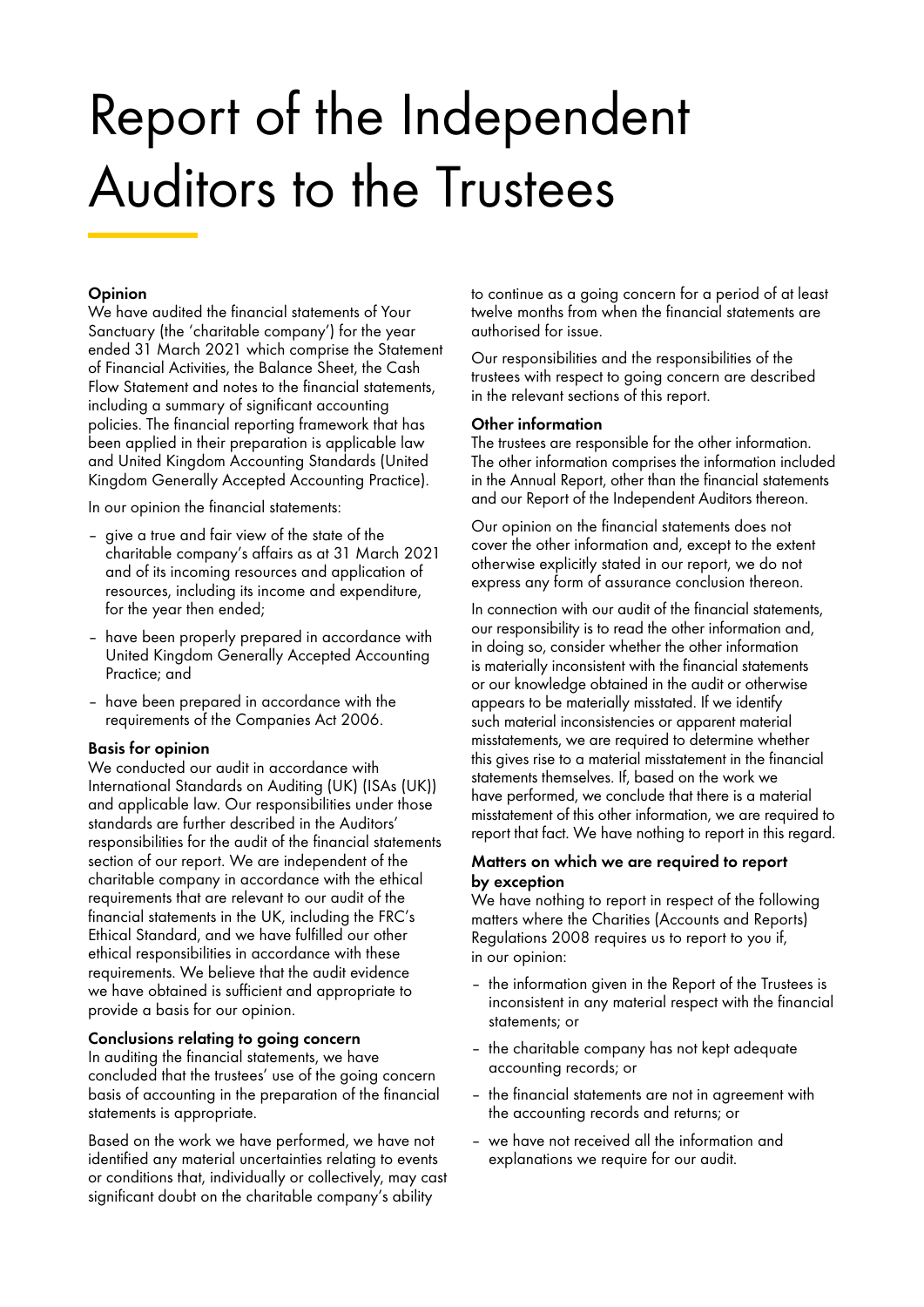# Report of the Independent Auditors to the Trustees

## Opinion

We have audited the financial statements of Your Sanctuary (the 'charitable company') for the year ended 31 March 2021 which comprise the Statement of Financial Activities, the Balance Sheet, the Cash Flow Statement and notes to the financial statements, including a summary of significant accounting policies. The financial reporting framework that has been applied in their preparation is applicable law and United Kingdom Accounting Standards (United Kingdom Generally Accepted Accounting Practice).

In our opinion the financial statements:

- give a true and fair view of the state of the charitable company's affairs as at 31 March 2021 and of its incoming resources and application of resources, including its income and expenditure, for the year then ended;
- have been properly prepared in accordance with United Kingdom Generally Accepted Accounting Practice; and
- have been prepared in accordance with the requirements of the Companies Act 2006.

## Basis for opinion

We conducted our audit in accordance with International Standards on Auditing (UK) (ISAs (UK)) and applicable law. Our responsibilities under those standards are further described in the Auditors' responsibilities for the audit of the financial statements section of our report. We are independent of the charitable company in accordance with the ethical requirements that are relevant to our audit of the financial statements in the UK, including the FRC's Ethical Standard, and we have fulfilled our other ethical responsibilities in accordance with these requirements. We believe that the audit evidence we have obtained is sufficient and appropriate to provide a basis for our opinion.

## Conclusions relating to going concern

In auditing the financial statements, we have concluded that the trustees' use of the going concern basis of accounting in the preparation of the financial statements is appropriate.

Based on the work we have performed, we have not identified any material uncertainties relating to events or conditions that, individually or collectively, may cast significant doubt on the charitable company's ability to continue as a going concern for a period of at least twelve months from when the financial statements are authorised for issue.

Our responsibilities and the responsibilities of the trustees with respect to going concern are described in the relevant sections of this report.

## Other information

The trustees are responsible for the other information. The other information comprises the information included in the Annual Report, other than the financial statements and our Report of the Independent Auditors thereon.

Our opinion on the financial statements does not cover the other information and, except to the extent otherwise explicitly stated in our report, we do not express any form of assurance conclusion thereon.

In connection with our audit of the financial statements, our responsibility is to read the other information and, in doing so, consider whether the other information is materially inconsistent with the financial statements or our knowledge obtained in the audit or otherwise appears to be materially misstated. If we identify such material inconsistencies or apparent material misstatements, we are required to determine whether this gives rise to a material misstatement in the financial statements themselves. If, based on the work we have performed, we conclude that there is a material misstatement of this other information, we are required to report that fact. We have nothing to report in this regard.

## Matters on which we are required to report by exception

We have nothing to report in respect of the following matters where the Charities (Accounts and Reports) Regulations 2008 requires us to report to you if, in our opinion:

- the information given in the Report of the Trustees is inconsistent in any material respect with the financial statements; or
- the charitable company has not kept adequate accounting records; or
- the financial statements are not in agreement with the accounting records and returns; or
- we have not received all the information and explanations we require for our audit.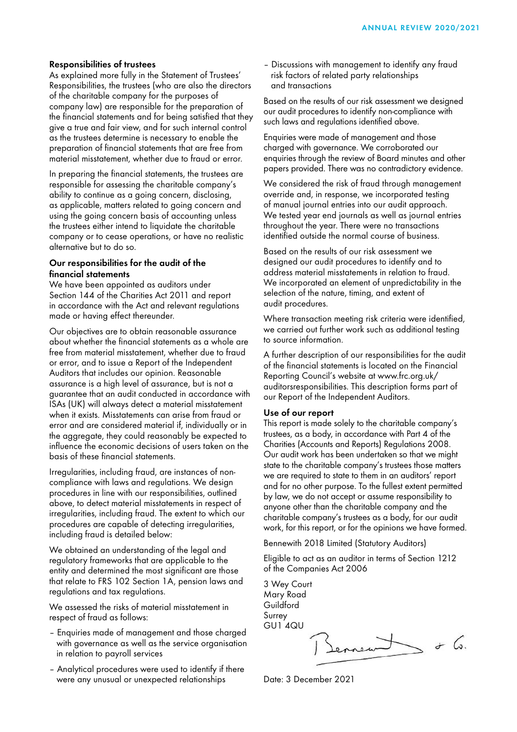### Responsibilities of trustees

As explained more fully in the Statement of Trustees' Responsibilities, the trustees (who are also the directors of the charitable company for the purposes of company law) are responsible for the preparation of the financial statements and for being satisfied that they give a true and fair view, and for such internal control as the trustees determine is necessary to enable the preparation of financial statements that are free from material misstatement, whether due to fraud or error.

In preparing the financial statements, the trustees are responsible for assessing the charitable company's ability to continue as a going concern, disclosing, as applicable, matters related to going concern and using the going concern basis of accounting unless the trustees either intend to liquidate the charitable company or to cease operations, or have no realistic alternative but to do so.

### Our responsibilities for the audit of the financial statements

We have been appointed as auditors under Section 144 of the Charities Act 2011 and report in accordance with the Act and relevant regulations made or having effect thereunder.

Our objectives are to obtain reasonable assurance about whether the financial statements as a whole are free from material misstatement, whether due to fraud or error, and to issue a Report of the Independent Auditors that includes our opinion. Reasonable assurance is a high level of assurance, but is not a guarantee that an audit conducted in accordance with ISAs (UK) will always detect a material misstatement when it exists. Misstatements can arise from fraud or error and are considered material if, individually or in the aggregate, they could reasonably be expected to influence the economic decisions of users taken on the basis of these financial statements.

Irregularities, including fraud, are instances of non-compliance with laws and regulations. We design procedures in line with our responsibilities, outlined above, to detect material misstatements in respect of irregularities, including fraud. The extent to which our procedures are capable of detecting irregularities, including fraud is detailed below:

We obtained an understanding of the legal and regulatory frameworks that are applicable to the entity and determined the most significant are those that relate to FRS 102 Section 1A, pension laws and regulations and tax regulations.

We assessed the risks of material misstatement in respect of fraud as follows:

- Enquiries made of management and those charged with governance as well as the service organisation in relation to payroll services
- Analytical procedures were used to identify if there were any unusual or unexpected relationships
- Discussions with management to identify any fraud risk factors of related party relationships and transactions

Based on the results of our risk assessment we designed our audit procedures to identify non-compliance with such laws and regulations identified above.

Enquiries were made of management and those charged with governance. We corroborated our enquiries through the review of Board minutes and other papers provided. There was no contradictory evidence.

We considered the risk of fraud through management override and, in response, we incorporated testing of manual journal entries into our audit approach. We tested year end journals as well as journal entries throughout the year. There were no transactions identified outside the normal course of business.

Based on the results of our risk assessment we designed our audit procedures to identify and to address material misstatements in relation to fraud. We incorporated an element of unpredictability in the selection of the nature, timing, and extent of audit procedures.

Where transaction meeting risk criteria were identified, we carried out further work such as additional testing to source information.

A further description of our responsibilities for the audit of the financial statements is located on the Financial Reporting Council's website at www.frc.org.uk/auditorsresponsibilities. This description forms part of our Report of the Independent Auditors.

### Use of our report

This report is made solely to the charitable company's trustees, as a body, in accordance with Part 4 of the Charities (Accounts and Reports) Regulations 2008. Our audit work has been undertaken so that we might state to the charitable company's trustees those matters we are required to state to them in an auditors' report and for no other purpose. To the fullest extent permitted by law, we do not accept or assume responsibility to anyone other than the charitable company and the charitable company's trustees as a body, for our audit work, for this report, or for the opinions we have formed.

Bennewith 2018 Limited (Statutory Auditors)

Eligible to act as an auditor in terms of Section 1212 of the Companies Act 2006

3 Wey Court
Mary Road
Guildford
Surrey
GU1 4QU

Date: 3 December 2021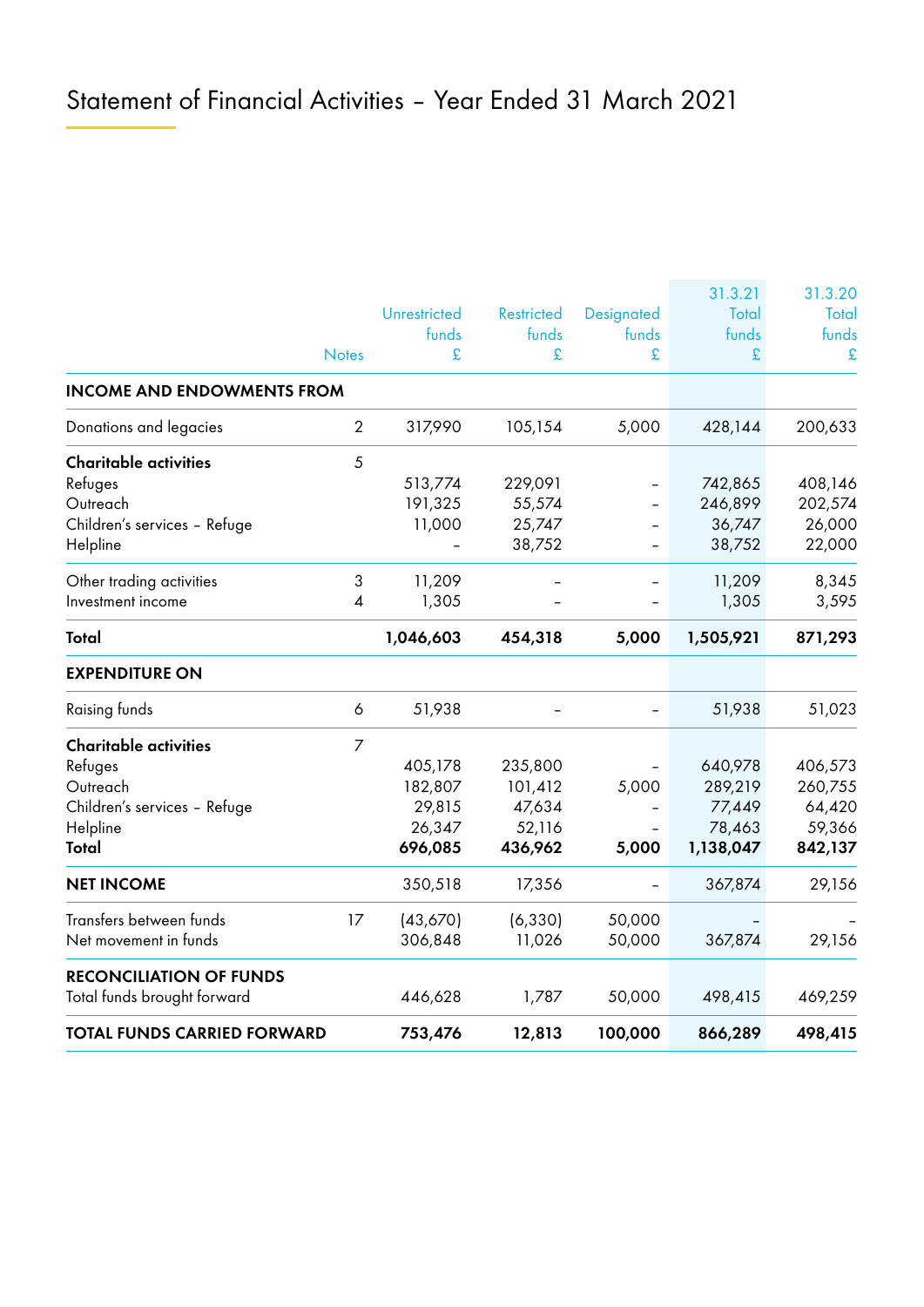# Statement of Financial Activities – Year Ended 31 March 2021

| | Notes | Unrestricted funds £ | Restricted funds £ | Designated funds £ | 31.3.21 Total funds £ | 31.3.20 Total funds £ |
|---|---|---|---|---|---|---|
| **INCOME AND ENDOWMENTS FROM** | | | | | | |
| Donations and legacies | 2 | 317,990 | 105,154 | 5,000 | 428,144 | 200,633 |
| **Charitable activities** | 5 | | | | | |
| Refuges | | 513,774 | 229,091 | – | 742,865 | 408,146 |
| Outreach | | 191,325 | 55,574 | – | 246,899 | 202,574 |
| Children's services – Refuge | | 11,000 | 25,747 | – | 36,747 | 26,000 |
| Helpline | | – | 38,752 | – | 38,752 | 22,000 |
| Other trading activities | 3 | 11,209 | – | – | 11,209 | 8,345 |
| Investment income | 4 | 1,305 | – | – | 1,305 | 3,595 |
| **Total** | | **1,046,603** | **454,318** | **5,000** | **1,505,921** | **871,293** |
| **EXPENDITURE ON** | | | | | | |
| Raising funds | 6 | 51,938 | – | – | 51,938 | 51,023 |
| **Charitable activities** | 7 | | | | | |
| Refuges | | 405,178 | 235,800 | – | 640,978 | 406,573 |
| Outreach | | 182,807 | 101,412 | 5,000 | 289,219 | 260,755 |
| Children's services – Refuge | | 29,815 | 47,634 | – | 77,449 | 64,420 |
| Helpline | | 26,347 | 52,116 | – | 78,463 | 59,366 |
| **Total** | | **696,085** | **436,962** | **5,000** | **1,138,047** | **842,137** |
| **NET INCOME** | | 350,518 | 17,356 | – | 367,874 | 29,156 |
| Transfers between funds | 17 | (43,670) | (6,330) | 50,000 | – | – |
| Net movement in funds | | 306,848 | 11,026 | 50,000 | 367,874 | 29,156 |
| **RECONCILIATION OF FUNDS** | | | | | | |
| Total funds brought forward | | 446,628 | 1,787 | 50,000 | 498,415 | 469,259 |
| **TOTAL FUNDS CARRIED FORWARD** | | **753,476** | **12,813** | **100,000** | **866,289** | **498,415** |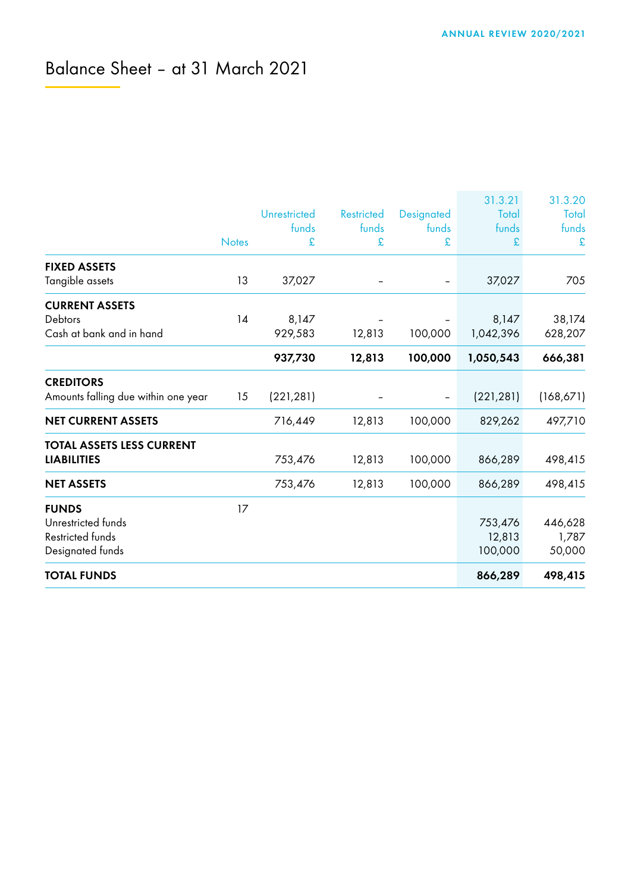# Balance Sheet – at 31 March 2021

| | Notes | Unrestricted funds £ | Restricted funds £ | Designated funds £ | 31.3.21 Total funds £ | 31.3.20 Total funds £ |
|---|---|---|---|---|---|---|
| **FIXED ASSETS** | | | | | | |
| Tangible assets | 13 | 37,027 | – | – | 37,027 | 705 |
| **CURRENT ASSETS** | | | | | | |
| Debtors | 14 | 8,147 | – | – | 8,147 | 38,174 |
| Cash at bank and in hand | | 929,583 | 12,813 | 100,000 | 1,042,396 | 628,207 |
| | | **937,730** | **12,813** | **100,000** | **1,050,543** | **666,381** |
| **CREDITORS** | | | | | | |
| Amounts falling due within one year | 15 | (221,281) | – | – | (221,281) | (168,671) |
| **NET CURRENT ASSETS** | | 716,449 | 12,813 | 100,000 | 829,262 | 497,710 |
| **TOTAL ASSETS LESS CURRENT LIABILITIES** | | 753,476 | 12,813 | 100,000 | 866,289 | 498,415 |
| **NET ASSETS** | | 753,476 | 12,813 | 100,000 | 866,289 | 498,415 |
| **FUNDS** | 17 | | | | | |
| Unrestricted funds | | | | | 753,476 | 446,628 |
| Restricted funds | | | | | 12,813 | 1,787 |
| Designated funds | | | | | 100,000 | 50,000 |
| **TOTAL FUNDS** | | | | | **866,289** | **498,415** |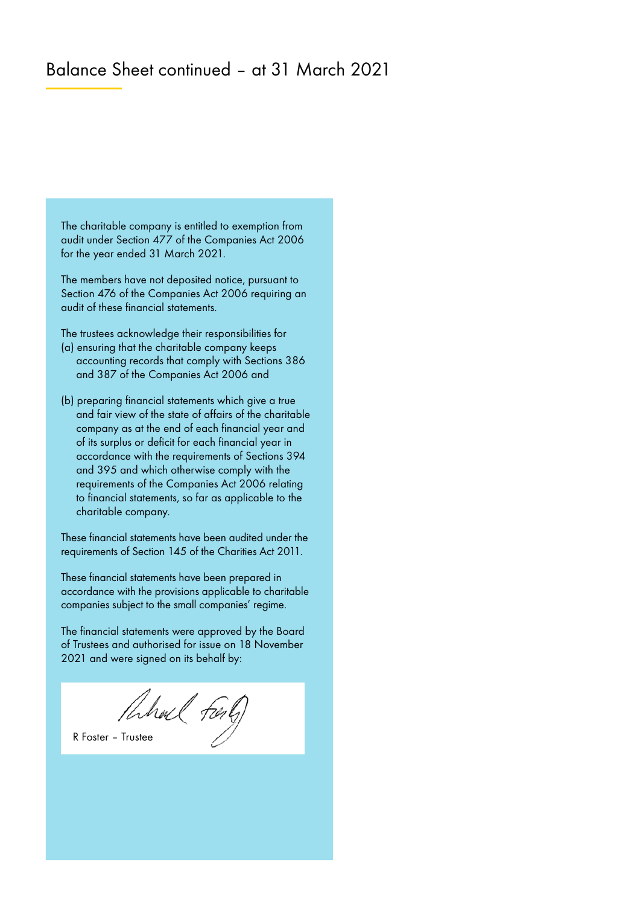# Balance Sheet continued – at 31 March 2021

The charitable company is entitled to exemption from audit under Section 477 of the Companies Act 2006 for the year ended 31 March 2021.

The members have not deposited notice, pursuant to Section 476 of the Companies Act 2006 requiring an audit of these financial statements.

The trustees acknowledge their responsibilities for
(a) ensuring that the charitable company keeps accounting records that comply with Sections 386 and 387 of the Companies Act 2006 and

(b) preparing financial statements which give a true and fair view of the state of affairs of the charitable company as at the end of each financial year and of its surplus or deficit for each financial year in accordance with the requirements of Sections 394 and 395 and which otherwise comply with the requirements of the Companies Act 2006 relating to financial statements, so far as applicable to the charitable company.

These financial statements have been audited under the requirements of Section 145 of the Charities Act 2011.

These financial statements have been prepared in accordance with the provisions applicable to charitable companies subject to the small companies' regime.

The financial statements were approved by the Board of Trustees and authorised for issue on 18 November 2021 and were signed on its behalf by:

R Foster – Trustee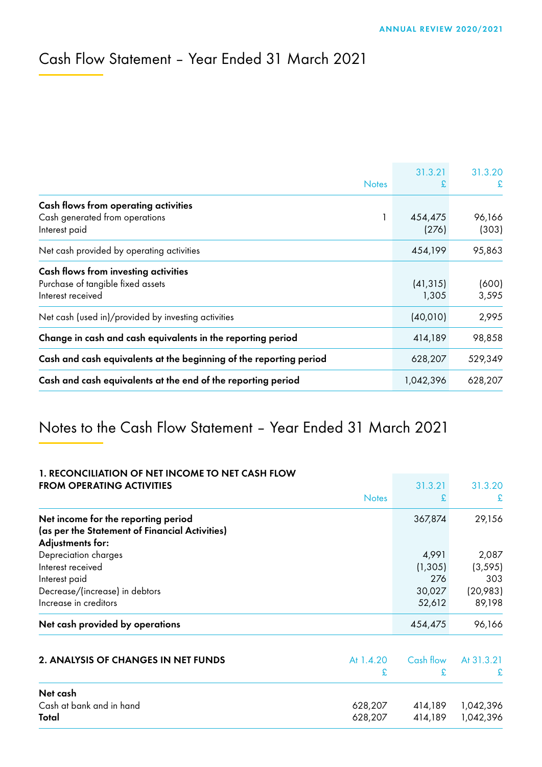# Cash Flow Statement – Year Ended 31 March 2021

| | Notes | 31.3.21 £ | 31.3.20 £ |
|---|---|---|---|
| **Cash flows from operating activities** | | | |
| Cash generated from operations | 1 | 454,475 | 96,166 |
| Interest paid | | (276) | (303) |
| Net cash provided by operating activities | | 454,199 | 95,863 |
| **Cash flows from investing activities** | | | |
| Purchase of tangible fixed assets | | (41,315) | (600) |
| Interest received | | 1,305 | 3,595 |
| Net cash (used in)/provided by investing activities | | (40,010) | 2,995 |
| **Change in cash and cash equivalents in the reporting period** | | 414,189 | 98,858 |
| **Cash and cash equivalents at the beginning of the reporting period** | | 628,207 | 529,349 |
| **Cash and cash equivalents at the end of the reporting period** | | 1,042,396 | 628,207 |

# Notes to the Cash Flow Statement – Year Ended 31 March 2021

## 1. RECONCILIATION OF NET INCOME TO NET CASH FLOW FROM OPERATING ACTIVITIES

| | Notes | 31.3.21 £ | 31.3.20 £ |
|---|---|---|---|
| **Net income for the reporting period (as per the Statement of Financial Activities)** | | 367,874 | 29,156 |
| **Adjustments for:** | | | |
| Depreciation charges | | 4,991 | 2,087 |
| Interest received | | (1,305) | (3,595) |
| Interest paid | | 276 | 303 |
| Decrease/(increase) in debtors | | 30,027 | (20,983) |
| Increase in creditors | | 52,612 | 89,198 |
| **Net cash provided by operations** | | 454,475 | 96,166 |

## 2. ANALYSIS OF CHANGES IN NET FUNDS

| | At 1.4.20 £ | Cash flow £ | At 31.3.21 £ |
|---|---|---|---|
| **Net cash** | | | |
| Cash at bank and in hand | 628,207 | 414,189 | 1,042,396 |
| **Total** | 628,207 | 414,189 | 1,042,396 |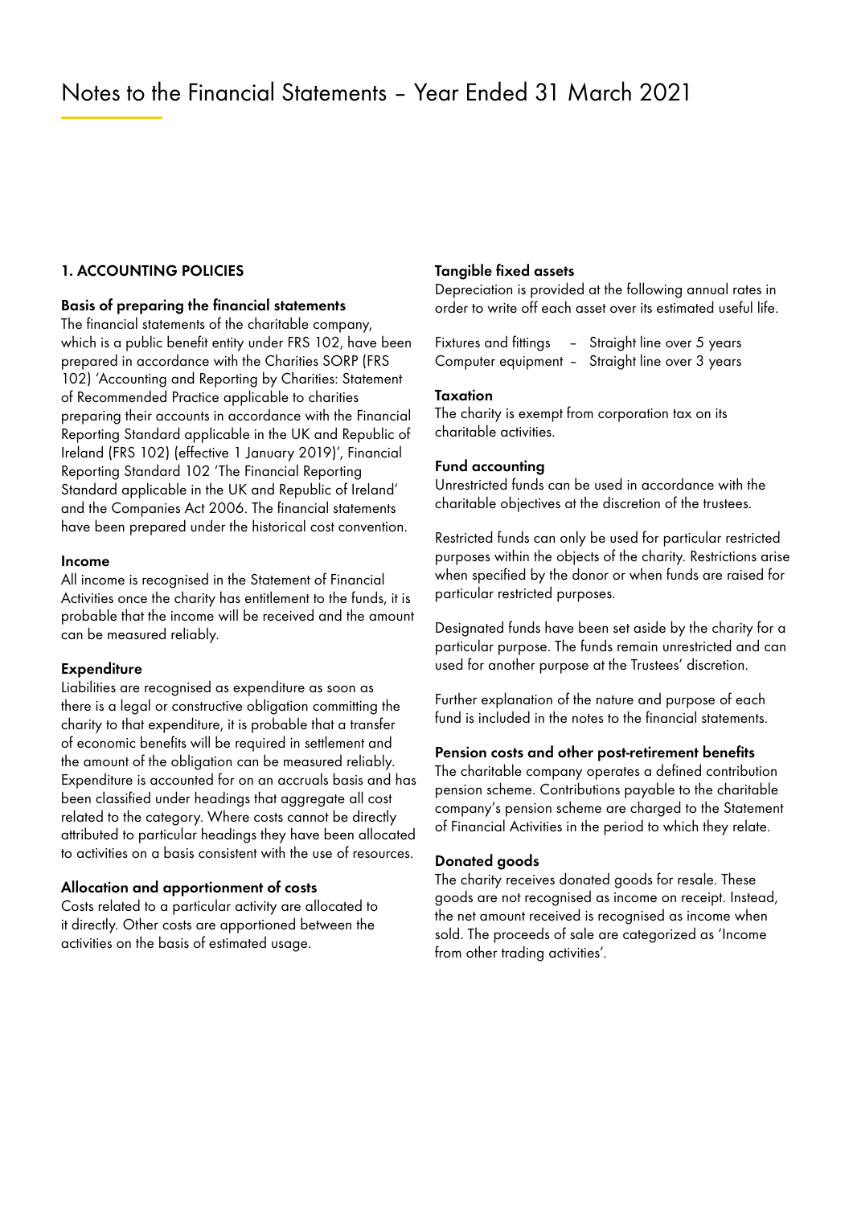# Notes to the Financial Statements – Year Ended 31 March 2021

## 1. ACCOUNTING POLICIES

### Basis of preparing the financial statements

The financial statements of the charitable company, which is a public benefit entity under FRS 102, have been prepared in accordance with the Charities SORP (FRS 102) 'Accounting and Reporting by Charities: Statement of Recommended Practice applicable to charities preparing their accounts in accordance with the Financial Reporting Standard applicable in the UK and Republic of Ireland (FRS 102) (effective 1 January 2019)', Financial Reporting Standard 102 'The Financial Reporting Standard applicable in the UK and Republic of Ireland' and the Companies Act 2006. The financial statements have been prepared under the historical cost convention.

### Income

All income is recognised in the Statement of Financial Activities once the charity has entitlement to the funds, it is probable that the income will be received and the amount can be measured reliably.

### Expenditure

Liabilities are recognised as expenditure as soon as there is a legal or constructive obligation committing the charity to that expenditure, it is probable that a transfer of economic benefits will be required in settlement and the amount of the obligation can be measured reliably. Expenditure is accounted for on an accruals basis and has been classified under headings that aggregate all cost related to the category. Where costs cannot be directly attributed to particular headings they have been allocated to activities on a basis consistent with the use of resources.

### Allocation and apportionment of costs

Costs related to a particular activity are allocated to it directly. Other costs are apportioned between the activities on the basis of estimated usage.

### Tangible fixed assets

Depreciation is provided at the following annual rates in order to write off each asset over its estimated useful life.

Fixtures and fittings – Straight line over 5 years
Computer equipment – Straight line over 3 years

### Taxation

The charity is exempt from corporation tax on its charitable activities.

### Fund accounting

Unrestricted funds can be used in accordance with the charitable objectives at the discretion of the trustees.

Restricted funds can only be used for particular restricted purposes within the objects of the charity. Restrictions arise when specified by the donor or when funds are raised for particular restricted purposes.

Designated funds have been set aside by the charity for a particular purpose. The funds remain unrestricted and can used for another purpose at the Trustees' discretion.

Further explanation of the nature and purpose of each fund is included in the notes to the financial statements.

### Pension costs and other post-retirement benefits

The charitable company operates a defined contribution pension scheme. Contributions payable to the charitable company's pension scheme are charged to the Statement of Financial Activities in the period to which they relate.

### Donated goods

The charity receives donated goods for resale. These goods are not recognised as income on receipt. Instead, the net amount received is recognised as income when sold. The proceeds of sale are categorized as 'Income from other trading activities'.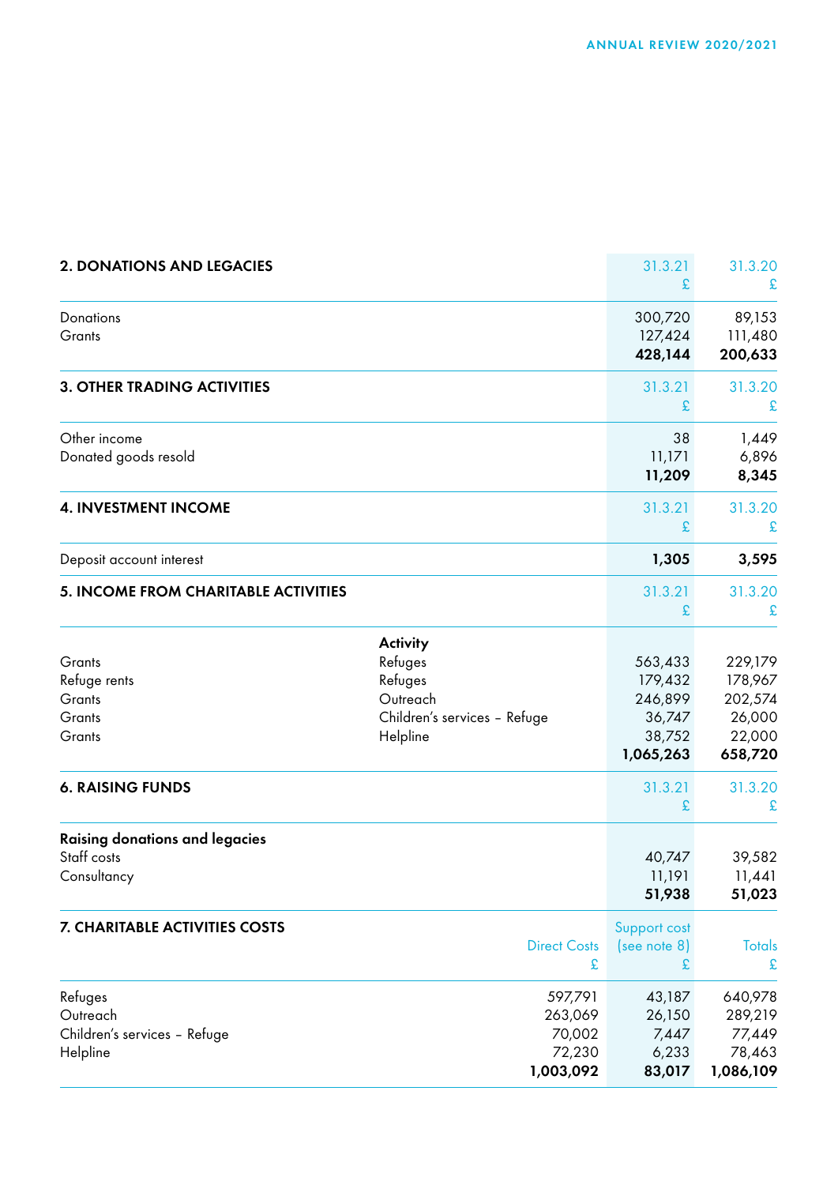## 2. DONATIONS AND LEGACIES

| | 31.3.21 £ | 31.3.20 £ |
|---|---|---|
| Donations | 300,720 | 89,153 |
| Grants | 127,424 | 111,480 |
| | **428,144** | **200,633** |

## 3. OTHER TRADING ACTIVITIES

| | 31.3.21 £ | 31.3.20 £ |
|---|---|---|
| Other income | 38 | 1,449 |
| Donated goods resold | 11,171 | 6,896 |
| | **11,209** | **8,345** |

## 4. INVESTMENT INCOME

| | 31.3.21 £ | 31.3.20 £ |
|---|---|---|
| Deposit account interest | **1,305** | **3,595** |

## 5. INCOME FROM CHARITABLE ACTIVITIES

| | Activity | 31.3.21 £ | 31.3.20 £ |
|---|---|---|---|
| Grants | Refuges | 563,433 | 229,179 |
| Refuge rents | Refuges | 179,432 | 178,967 |
| Grants | Outreach | 246,899 | 202,574 |
| Grants | Children's services – Refuge | 36,747 | 26,000 |
| Grants | Helpline | 38,752 | 22,000 |
| | | **1,065,263** | **658,720** |

## 6. RAISING FUNDS

| | 31.3.21 £ | 31.3.20 £ |
|---|---|---|
| **Raising donations and legacies** | | |
| Staff costs | 40,747 | 39,582 |
| Consultancy | 11,191 | 11,441 |
| | **51,938** | **51,023** |

## 7. CHARITABLE ACTIVITIES COSTS

| | Direct Costs £ | Support cost (see note 8) £ | Totals £ |
|---|---|---|---|
| Refuges | 597,791 | 43,187 | 640,978 |
| Outreach | 263,069 | 26,150 | 289,219 |
| Children's services – Refuge | 70,002 | 7,447 | 77,449 |
| Helpline | 72,230 | 6,233 | 78,463 |
| | **1,003,092** | **83,017** | **1,086,109** |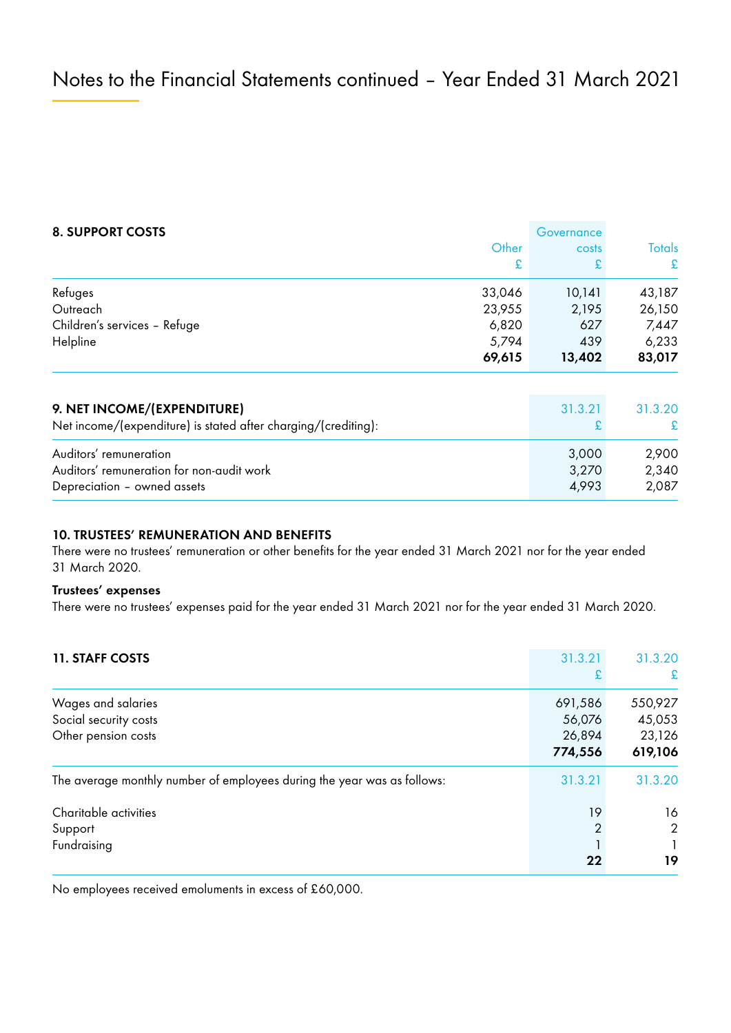# Notes to the Financial Statements continued – Year Ended 31 March 2021

## 8. SUPPORT COSTS

| | Other £ | Governance costs £ | Totals £ |
|---|---|---|---|
| Refuges | 33,046 | 10,141 | 43,187 |
| Outreach | 23,955 | 2,195 | 26,150 |
| Children's services – Refuge | 6,820 | 627 | 7,447 |
| Helpline | 5,794 | 439 | 6,233 |
| | **69,615** | **13,402** | **83,017** |

## 9. NET INCOME/(EXPENDITURE)

Net income/(expenditure) is stated after charging/(crediting):

| | 31.3.21 £ | 31.3.20 £ |
|---|---|---|
| Auditors' remuneration | 3,000 | 2,900 |
| Auditors' remuneration for non-audit work | 3,270 | 2,340 |
| Depreciation – owned assets | 4,993 | 2,087 |

## 10. TRUSTEES' REMUNERATION AND BENEFITS

There were no trustees' remuneration or other benefits for the year ended 31 March 2021 nor for the year ended 31 March 2020.

### Trustees' expenses

There were no trustees' expenses paid for the year ended 31 March 2021 nor for the year ended 31 March 2020.

## 11. STAFF COSTS

| | 31.3.21 £ | 31.3.20 £ |
|---|---|---|
| Wages and salaries | 691,586 | 550,927 |
| Social security costs | 56,076 | 45,053 |
| Other pension costs | 26,894 | 23,126 |
| | **774,556** | **619,106** |

The average monthly number of employees during the year was as follows:

| | 31.3.21 | 31.3.20 |
|---|---|---|
| Charitable activities | 19 | 16 |
| Support | 2 | 2 |
| Fundraising | 1 | 1 |
| | **22** | **19** |

No employees received emoluments in excess of £60,000.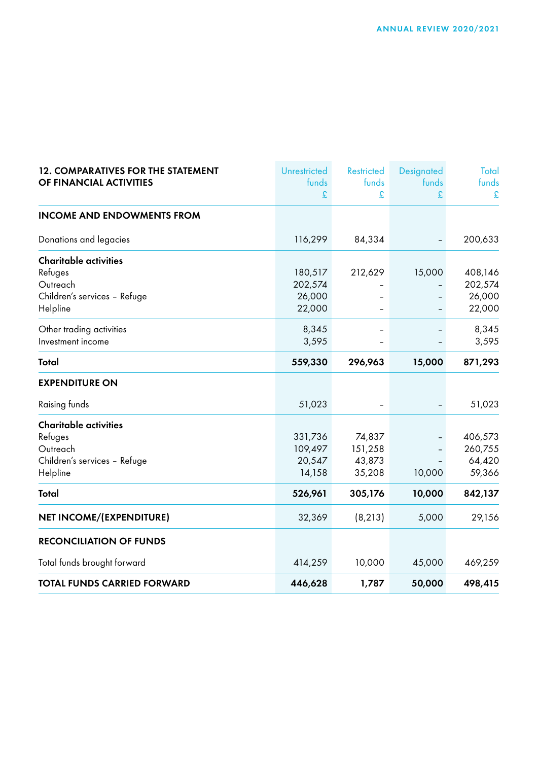| 12. COMPARATIVES FOR THE STATEMENT OF FINANCIAL ACTIVITIES | Unrestricted funds £ | Restricted funds £ | Designated funds £ | Total funds £ |
|---|---|---|---|---|
| **INCOME AND ENDOWMENTS FROM** | | | | |
| Donations and legacies | 116,299 | 84,334 | – | 200,633 |
| **Charitable activities** | | | | |
| Refuges | 180,517 | 212,629 | 15,000 | 408,146 |
| Outreach | 202,574 | – | – | 202,574 |
| Children's services – Refuge | 26,000 | – | – | 26,000 |
| Helpline | 22,000 | – | – | 22,000 |
| Other trading activities | 8,345 | – | – | 8,345 |
| Investment income | 3,595 | – | – | 3,595 |
| **Total** | **559,330** | **296,963** | **15,000** | **871,293** |
| **EXPENDITURE ON** | | | | |
| Raising funds | 51,023 | – | – | 51,023 |
| **Charitable activities** | | | | |
| Refuges | 331,736 | 74,837 | – | 406,573 |
| Outreach | 109,497 | 151,258 | – | 260,755 |
| Children's services – Refuge | 20,547 | 43,873 | – | 64,420 |
| Helpline | 14,158 | 35,208 | 10,000 | 59,366 |
| **Total** | **526,961** | **305,176** | **10,000** | **842,137** |
| **NET INCOME/(EXPENDITURE)** | 32,369 | (8,213) | 5,000 | 29,156 |
| **RECONCILIATION OF FUNDS** | | | | |
| Total funds brought forward | 414,259 | 10,000 | 45,000 | 469,259 |
| **TOTAL FUNDS CARRIED FORWARD** | **446,628** | **1,787** | **50,000** | **498,415** |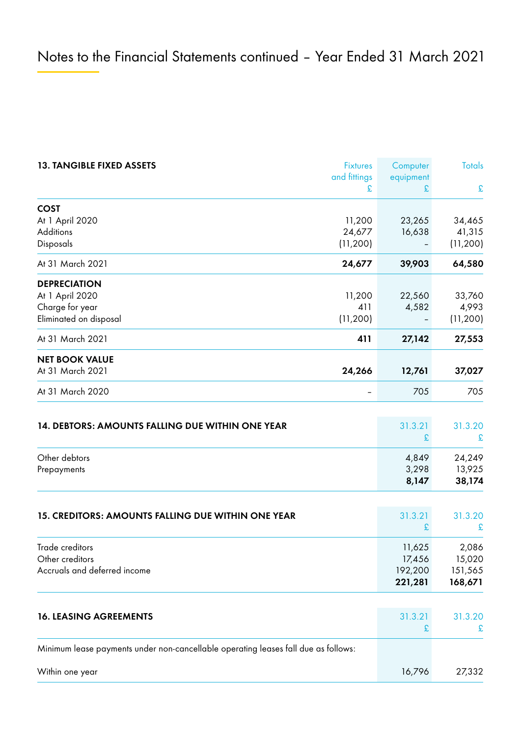# Notes to the Financial Statements continued – Year Ended 31 March 2021

## 13. TANGIBLE FIXED ASSETS

| | Fixtures and fittings £ | Computer equipment £ | Totals £ |
|---|---|---|---|
| **COST** | | | |
| At 1 April 2020 | 11,200 | 23,265 | 34,465 |
| Additions | 24,677 | 16,638 | 41,315 |
| Disposals | (11,200) | – | (11,200) |
| At 31 March 2021 | **24,677** | **39,903** | **64,580** |
| **DEPRECIATION** | | | |
| At 1 April 2020 | 11,200 | 22,560 | 33,760 |
| Charge for year | 411 | 4,582 | 4,993 |
| Eliminated on disposal | (11,200) | – | (11,200) |
| At 31 March 2021 | **411** | **27,142** | **27,553** |
| **NET BOOK VALUE** | | | |
| At 31 March 2021 | **24,266** | **12,761** | **37,027** |
| At 31 March 2020 | – | 705 | 705 |

## 14. DEBTORS: AMOUNTS FALLING DUE WITHIN ONE YEAR

| | 31.3.21 £ | 31.3.20 £ |
|---|---|---|
| Other debtors | 4,849 | 24,249 |
| Prepayments | 3,298 | 13,925 |
| | **8,147** | **38,174** |

## 15. CREDITORS: AMOUNTS FALLING DUE WITHIN ONE YEAR

| | 31.3.21 £ | 31.3.20 £ |
|---|---|---|
| Trade creditors | 11,625 | 2,086 |
| Other creditors | 17,456 | 15,020 |
| Accruals and deferred income | 192,200 | 151,565 |
| | **221,281** | **168,671** |

## 16. LEASING AGREEMENTS

| | 31.3.21 £ | 31.3.20 £ |
|---|---|---|
| Minimum lease payments under non-cancellable operating leases fall due as follows: | | |
| Within one year | 16,796 | 27,332 |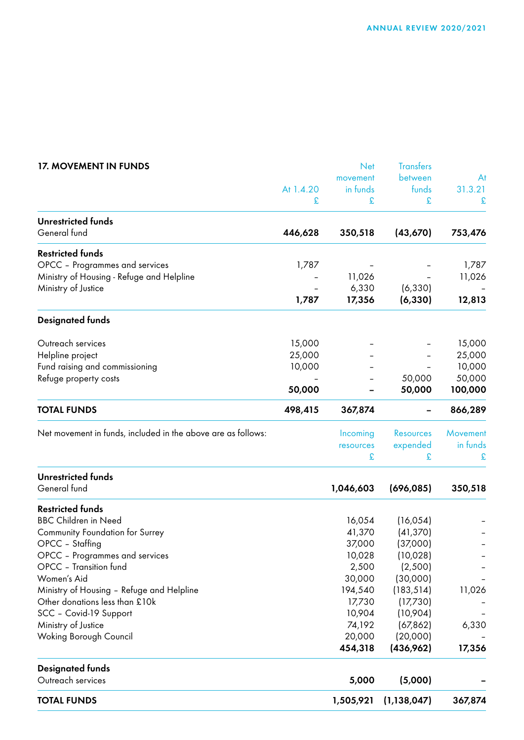## 17. MOVEMENT IN FUNDS

| | At 1.4.20 £ | Net movement in funds £ | Transfers between funds £ | At 31.3.21 £ |
|---|---|---|---|---|
| **Unrestricted funds** | | | | |
| General fund | **446,628** | **350,518** | **(43,670)** | **753,476** |
| **Restricted funds** | | | | |
| OPCC – Programmes and services | 1,787 | – | – | 1,787 |
| Ministry of Housing - Refuge and Helpline | – | 11,026 | – | 11,026 |
| Ministry of Justice | – | 6,330 | (6,330) | – |
| | **1,787** | **17,356** | **(6,330)** | **12,813** |
| **Designated funds** | | | | |
| Outreach services | 15,000 | – | – | 15,000 |
| Helpline project | 25,000 | – | – | 25,000 |
| Fund raising and commissioning | 10,000 | – | – | 10,000 |
| Refuge property costs | – | – | 50,000 | 50,000 |
| | **50,000** | **–** | **50,000** | **100,000** |
| **TOTAL FUNDS** | **498,415** | **367,874** | **–** | **866,289** |

Net movement in funds, included in the above are as follows:

| | Incoming resources £ | Resources expended £ | Movement in funds £ |
|---|---|---|---|
| **Unrestricted funds** | | | |
| General fund | **1,046,603** | **(696,085)** | **350,518** |
| **Restricted funds** | | | |
| BBC Children in Need | 16,054 | (16,054) | – |
| Community Foundation for Surrey | 41,370 | (41,370) | – |
| OPCC – Staffing | 37,000 | (37,000) | – |
| OPCC – Programmes and services | 10,028 | (10,028) | – |
| OPCC – Transition fund | 2,500 | (2,500) | – |
| Women's Aid | 30,000 | (30,000) | – |
| Ministry of Housing – Refuge and Helpline | 194,540 | (183,514) | 11,026 |
| Other donations less than £10k | 17,730 | (17,730) | – |
| SCC – Covid-19 Support | 10,904 | (10,904) | – |
| Ministry of Justice | 74,192 | (67,862) | 6,330 |
| Woking Borough Council | 20,000 | (20,000) | – |
| | **454,318** | **(436,962)** | **17,356** |
| **Designated funds** | | | |
| Outreach services | **5,000** | **(5,000)** | **–** |
| **TOTAL FUNDS** | **1,505,921** | **(1,138,047)** | **367,874** |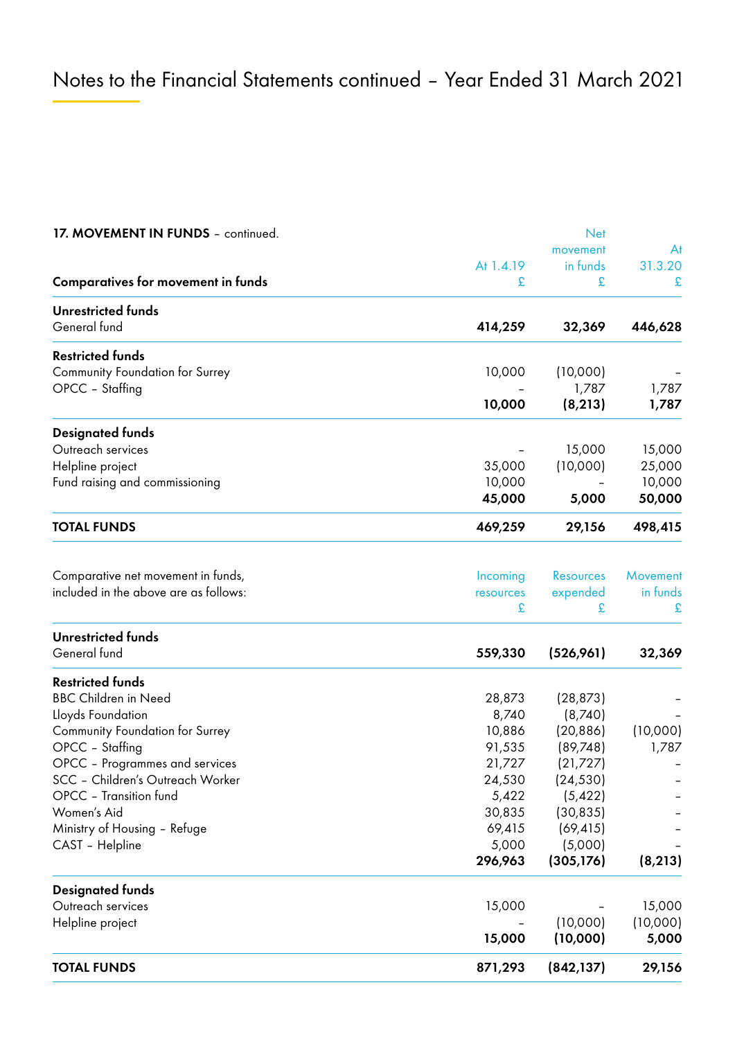**17. MOVEMENT IN FUNDS** – continued.

| Comparatives for movement in funds | At 1.4.19 £ | Net movement in funds £ | At 31.3.20 £ |
|---|---|---|---|
| **Unrestricted funds** | | | |
| General fund | **414,259** | **32,369** | **446,628** |
| **Restricted funds** | | | |
| Community Foundation for Surrey | 10,000 | (10,000) | – |
| OPCC – Staffing | – | 1,787 | 1,787 |
| | **10,000** | **(8,213)** | **1,787** |
| **Designated funds** | | | |
| Outreach services | – | 15,000 | 15,000 |
| Helpline project | 35,000 | (10,000) | 25,000 |
| Fund raising and commissioning | 10,000 | – | 10,000 |
| | **45,000** | **5,000** | **50,000** |
| **TOTAL FUNDS** | **469,259** | **29,156** | **498,415** |

| Comparative net movement in funds, included in the above are as follows: | Incoming resources £ | Resources expended £ | Movement in funds £ |
|---|---|---|---|
| **Unrestricted funds** | | | |
| General fund | **559,330** | **(526,961)** | **32,369** |
| **Restricted funds** | | | |
| BBC Children in Need | 28,873 | (28,873) | – |
| Lloyds Foundation | 8,740 | (8,740) | – |
| Community Foundation for Surrey | 10,886 | (20,886) | (10,000) |
| OPCC – Staffing | 91,535 | (89,748) | 1,787 |
| OPCC – Programmes and services | 21,727 | (21,727) | – |
| SCC – Children's Outreach Worker | 24,530 | (24,530) | – |
| OPCC – Transition fund | 5,422 | (5,422) | – |
| Women's Aid | 30,835 | (30,835) | – |
| Ministry of Housing – Refuge | 69,415 | (69,415) | – |
| CAST – Helpline | 5,000 | (5,000) | – |
| | **296,963** | **(305,176)** | **(8,213)** |
| **Designated funds** | | | |
| Outreach services | 15,000 | – | 15,000 |
| Helpline project | – | (10,000) | (10,000) |
| | **15,000** | **(10,000)** | **5,000** |
| **TOTAL FUNDS** | **871,293** | **(842,137)** | **29,156** |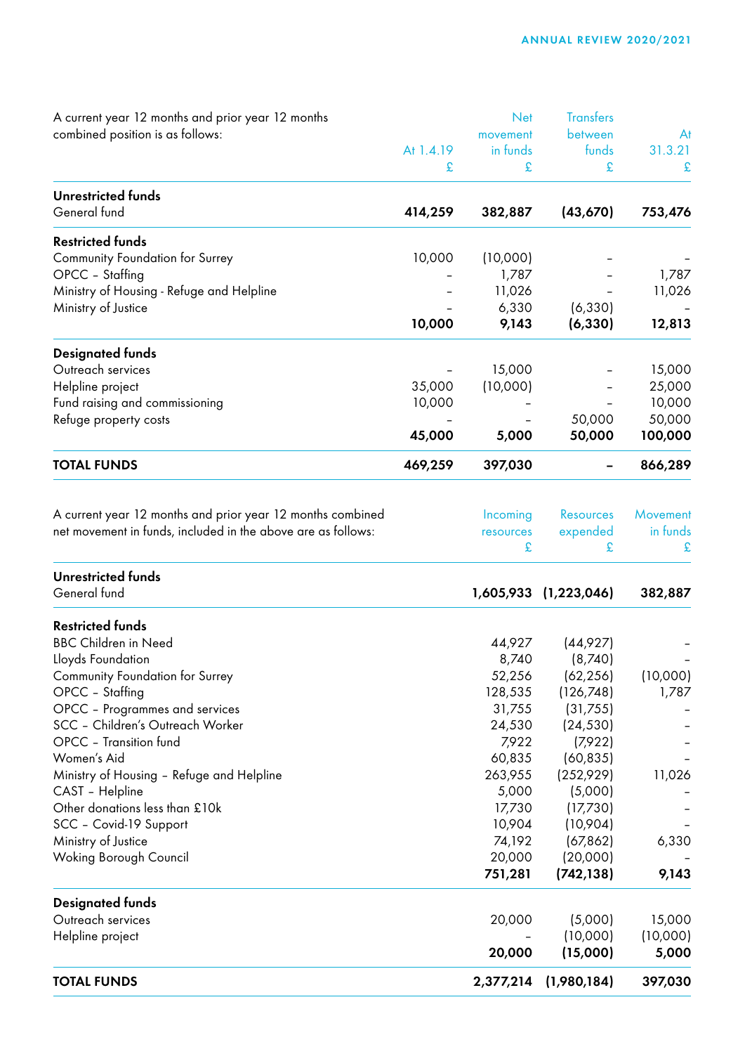A current year 12 months and prior year 12 months combined position is as follows:

| | At 1.4.19<br>£ | Net movement in funds<br>£ | Transfers between funds<br>£ | At 31.3.21<br>£ |
|---|---|---|---|---|
| **Unrestricted funds** | | | | |
| General fund | **414,259** | **382,887** | **(43,670)** | **753,476** |
| **Restricted funds** | | | | |
| Community Foundation for Surrey | 10,000 | (10,000) | – | – |
| OPCC – Staffing | – | 1,787 | – | 1,787 |
| Ministry of Housing - Refuge and Helpline | – | 11,026 | – | 11,026 |
| Ministry of Justice | – | 6,330 | (6,330) | – |
| | **10,000** | **9,143** | **(6,330)** | **12,813** |
| **Designated funds** | | | | |
| Outreach services | – | 15,000 | – | 15,000 |
| Helpline project | 35,000 | (10,000) | – | 25,000 |
| Fund raising and commissioning | 10,000 | – | – | 10,000 |
| Refuge property costs | – | – | 50,000 | 50,000 |
| | **45,000** | **5,000** | **50,000** | **100,000** |
| **TOTAL FUNDS** | **469,259** | **397,030** | **–** | **866,289** |

A current year 12 months and prior year 12 months combined net movement in funds, included in the above are as follows:

| | Incoming resources<br>£ | Resources expended<br>£ | Movement in funds<br>£ |
|---|---|---|---|
| **Unrestricted funds** | | | |
| General fund | **1,605,933** | **(1,223,046)** | **382,887** |
| **Restricted funds** | | | |
| BBC Children in Need | 44,927 | (44,927) | – |
| Lloyds Foundation | 8,740 | (8,740) | – |
| Community Foundation for Surrey | 52,256 | (62,256) | (10,000) |
| OPCC – Staffing | 128,535 | (126,748) | 1,787 |
| OPCC – Programmes and services | 31,755 | (31,755) | – |
| SCC – Children's Outreach Worker | 24,530 | (24,530) | – |
| OPCC – Transition fund | 7,922 | (7,922) | – |
| Women's Aid | 60,835 | (60,835) | – |
| Ministry of Housing – Refuge and Helpline | 263,955 | (252,929) | 11,026 |
| CAST – Helpline | 5,000 | (5,000) | – |
| Other donations less than £10k | 17,730 | (17,730) | – |
| SCC – Covid-19 Support | 10,904 | (10,904) | – |
| Ministry of Justice | 74,192 | (67,862) | 6,330 |
| Woking Borough Council | 20,000 | (20,000) | – |
| | **751,281** | **(742,138)** | **9,143** |
| **Designated funds** | | | |
| Outreach services | 20,000 | (5,000) | 15,000 |
| Helpline project | – | (10,000) | (10,000) |
| | **20,000** | **(15,000)** | **5,000** |
| **TOTAL FUNDS** | **2,377,214** | **(1,980,184)** | **397,030** |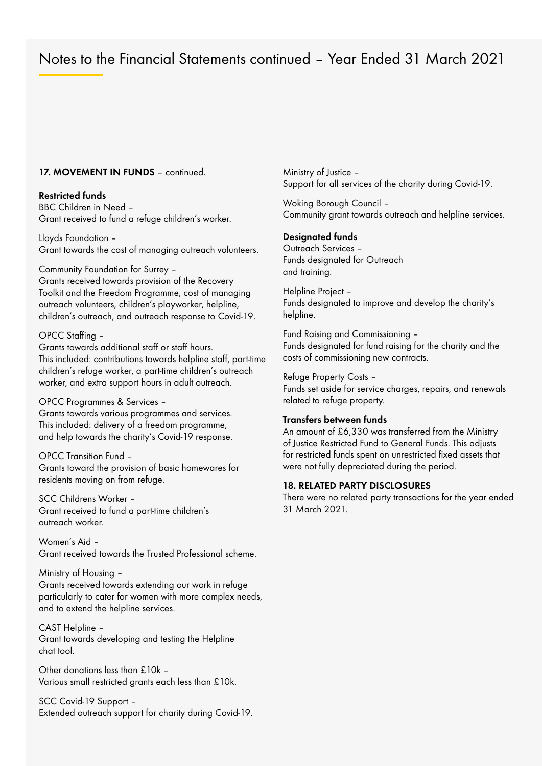# Notes to the Financial Statements continued – Year Ended 31 March 2021

**17. MOVEMENT IN FUNDS** – continued.

**Restricted funds**

BBC Children in Need –
Grant received to fund a refuge children's worker.

Lloyds Foundation –
Grant towards the cost of managing outreach volunteers.

Community Foundation for Surrey –
Grants received towards provision of the Recovery Toolkit and the Freedom Programme, cost of managing outreach volunteers, children's playworker, helpline, children's outreach, and outreach response to Covid-19.

OPCC Staffing –
Grants towards additional staff or staff hours. This included: contributions towards helpline staff, part-time children's refuge worker, a part-time children's outreach worker, and extra support hours in adult outreach.

OPCC Programmes & Services –
Grants towards various programmes and services. This included: delivery of a freedom programme, and help towards the charity's Covid-19 response.

OPCC Transition Fund –
Grants toward the provision of basic homewares for residents moving on from refuge.

SCC Childrens Worker –
Grant received to fund a part-time children's outreach worker.

Women's Aid –
Grant received towards the Trusted Professional scheme.

Ministry of Housing –
Grants received towards extending our work in refuge particularly to cater for women with more complex needs, and to extend the helpline services.

CAST Helpline –
Grant towards developing and testing the Helpline chat tool.

Other donations less than £10k –
Various small restricted grants each less than £10k.

SCC Covid-19 Support –
Extended outreach support for charity during Covid-19.

Ministry of Justice –
Support for all services of the charity during Covid-19.

Woking Borough Council –
Community grant towards outreach and helpline services.

**Designated funds**

Outreach Services –
Funds designated for Outreach and training.

Helpline Project –
Funds designated to improve and develop the charity's helpline.

Fund Raising and Commissioning –
Funds designated for fund raising for the charity and the costs of commissioning new contracts.

Refuge Property Costs –
Funds set aside for service charges, repairs, and renewals related to refuge property.

**Transfers between funds**

An amount of £6,330 was transferred from the Ministry of Justice Restricted Fund to General Funds. This adjusts for restricted funds spent on unrestricted fixed assets that were not fully depreciated during the period.

**18. RELATED PARTY DISCLOSURES**

There were no related party transactions for the year ended 31 March 2021.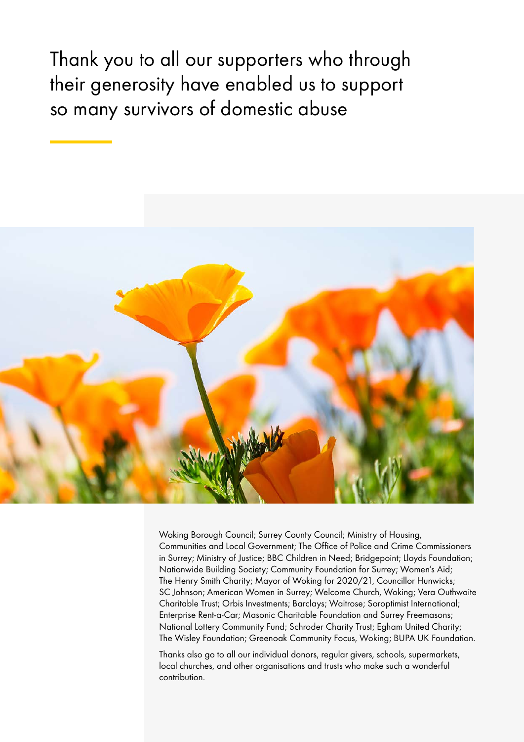# Thank you to all our supporters who through their generosity have enabled us to support so many survivors of domestic abuse

Woking Borough Council; Surrey County Council; Ministry of Housing, Communities and Local Government; The Office of Police and Crime Commissioners in Surrey; Ministry of Justice; BBC Children in Need; Bridgepoint; Lloyds Foundation; Nationwide Building Society; Community Foundation for Surrey; Women's Aid; The Henry Smith Charity; Mayor of Woking for 2020/21, Councillor Hunwicks; SC Johnson; American Women in Surrey; Welcome Church, Woking; Vera Outhwaite Charitable Trust; Orbis Investments; Barclays; Waitrose; Soroptimist International; Enterprise Rent-a-Car; Masonic Charitable Foundation and Surrey Freemasons; National Lottery Community Fund; Schroder Charity Trust; Egham United Charity; The Wisley Foundation; Greenoak Community Focus, Woking; BUPA UK Foundation.

Thanks also go to all our individual donors, regular givers, schools, supermarkets, local churches, and other organisations and trusts who make such a wonderful contribution.